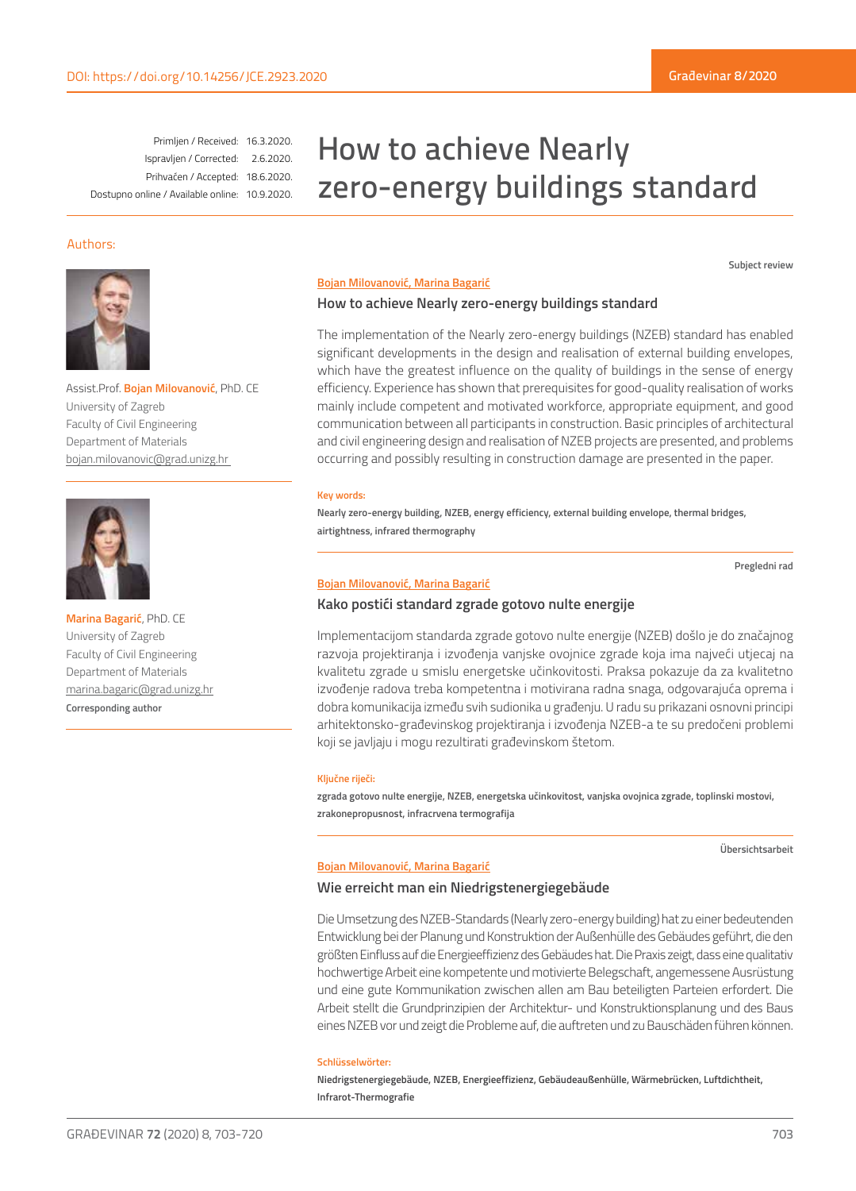DOI: https://doi.org/10.14256/JCE.2923.2020

| | |
|---|---|
| Primljen / Received: | 16.3.2020. |
| Ispravljen / Corrected: | 2.6.2020. |
| Prihvaćen / Accepted: | 18.6.2020. |
| Dostupno online / Available online: | 10.9.2020. |

# How to achieve Nearly zero-energy buildings standard

Authors:

Assist.Prof. **Bojan Milovanović**, PhD. CE
University of Zagreb
Faculty of Civil Engineering
Department of Materials
bojan.milovanovic@grad.unizg.hr

**Marina Bagarić**, PhD. CE
University of Zagreb
Faculty of Civil Engineering
Department of Materials
marina.bagaric@grad.unizg.hr
**Corresponding author**

Subject review

Bojan Milovanović, Marina Bagarić

### How to achieve Nearly zero-energy buildings standard

The implementation of the Nearly zero-energy buildings (NZEB) standard has enabled significant developments in the design and realisation of external building envelopes, which have the greatest influence on the quality of buildings in the sense of energy efficiency. Experience has shown that prerequisites for good-quality realisation of works mainly include competent and motivated workforce, appropriate equipment, and good communication between all participants in construction. Basic principles of architectural and civil engineering design and realisation of NZEB projects are presented, and problems occurring and possibly resulting in construction damage are presented in the paper.

**Key words:**

**Nearly zero-energy building, NZEB, energy efficiency, external building envelope, thermal bridges, airtightness, infrared thermography**

Pregledni rad

Bojan Milovanović, Marina Bagarić

### Kako postići standard zgrade gotovo nulte energije

Implementacijom standarda zgrade gotovo nulte energije (NZEB) došlo je do značajnog razvoja projektiranja i izvođenja vanjske ovojnice zgrade koja ima najveći utjecaj na kvalitetu zgrade u smislu energetske učinkovitosti. Praksa pokazuje da za kvalitetno izvođenje radova treba kompetentna i motivirana radna snaga, odgovarajuća oprema i dobra komunikacija između svih sudionika u građenju. U radu su prikazani osnovni principi arhitektonsko-građevinskog projektiranja i izvođenja NZEB-a te su predočeni problemi koji se javljaju i mogu rezultirati građevinskom štetom.

**Ključne riječi:**

**zgrada gotovo nulte energije, NZEB, energetska učinkovitost, vanjska ovojnica zgrade, toplinski mostovi, zrakonepropusnost, infracrvena termografija**

Übersichtsarbeit

Bojan Milovanović, Marina Bagarić

### Wie erreicht man ein Niedrigstenergiegebäude

Die Umsetzung des NZEB-Standards (Nearly zero-energy building) hat zu einer bedeutenden Entwicklung bei der Planung und Konstruktion der Außenhülle des Gebäudes geführt, die den größten Einfluss auf die Energieeffizienz des Gebäudes hat. Die Praxis zeigt, dass eine qualitativ hochwertige Arbeit eine kompetente und motivierte Belegschaft, angemessene Ausrüstung und eine gute Kommunikation zwischen allen am Bau beteiligten Parteien erfordert. Die Arbeit stellt die Grundprinzipien der Architektur- und Konstruktionsplanung und des Baus eines NZEB vor und zeigt die Probleme auf, die auftreten und zu Bauschäden führen können.

**Schlüsselwörter:**

**Niedrigstenergiegebäude, NZEB, Energieeffizienz, Gebäudeaußenhülle, Wärmebrücken, Luftdichtheit, Infrarot-Thermografie**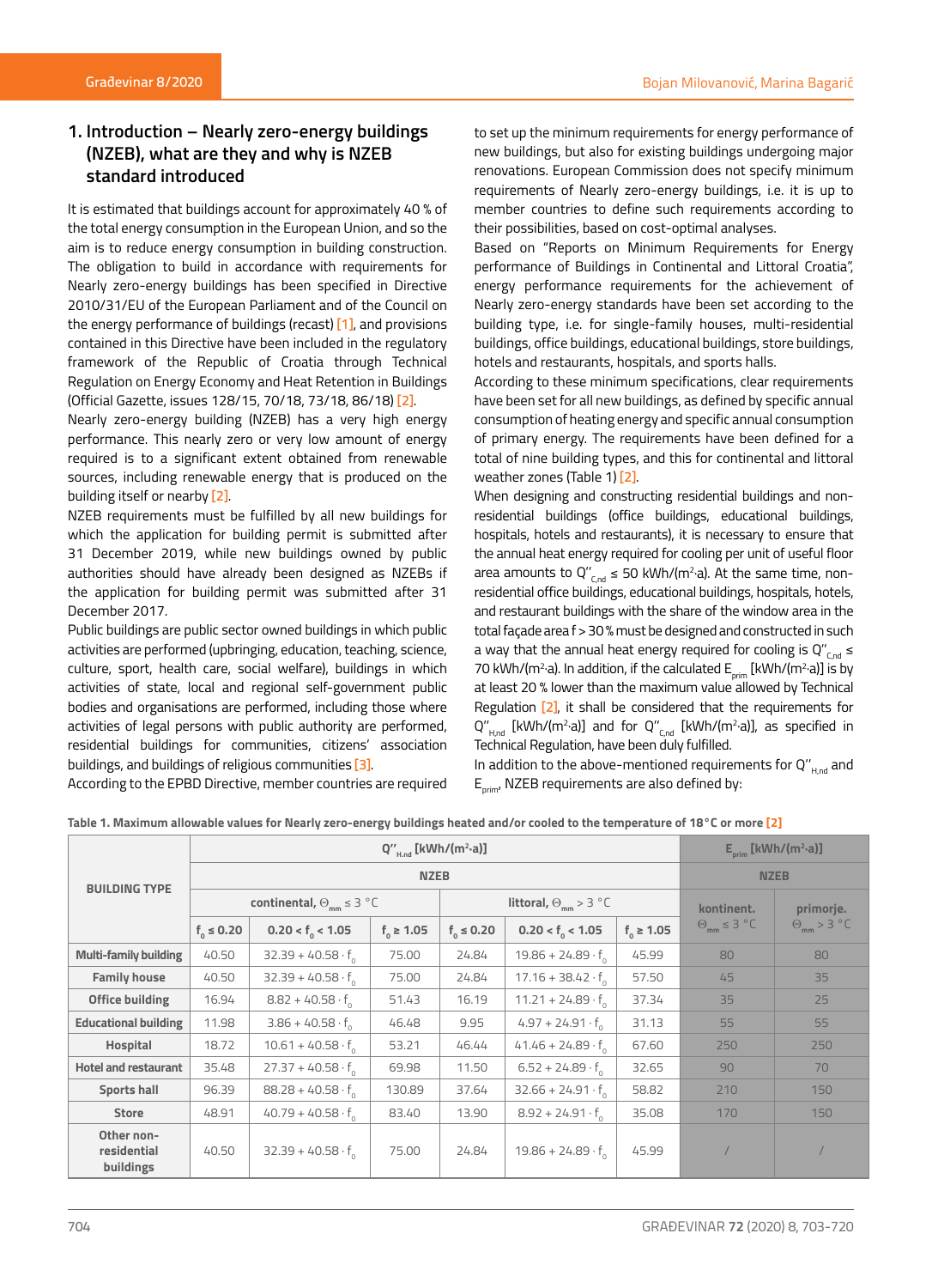## 1. Introduction – Nearly zero-energy buildings (NZEB), what are they and why is NZEB standard introduced

It is estimated that buildings account for approximately 40 % of the total energy consumption in the European Union, and so the aim is to reduce energy consumption in building construction. The obligation to build in accordance with requirements for Nearly zero-energy buildings has been specified in Directive 2010/31/EU of the European Parliament and of the Council on the energy performance of buildings (recast) [1], and provisions contained in this Directive have been included in the regulatory framework of the Republic of Croatia through Technical Regulation on Energy Economy and Heat Retention in Buildings (Official Gazette, issues 128/15, 70/18, 73/18, 86/18) [2].

Nearly zero-energy building (NZEB) has a very high energy performance. This nearly zero or very low amount of energy required is to a significant extent obtained from renewable sources, including renewable energy that is produced on the building itself or nearby [2].

NZEB requirements must be fulfilled by all new buildings for which the application for building permit is submitted after 31 December 2019, while new buildings owned by public authorities should have already been designed as NZEBs if the application for building permit was submitted after 31 December 2017.

Public buildings are public sector owned buildings in which public activities are performed (upbringing, education, teaching, science, culture, sport, health care, social welfare), buildings in which activities of state, local and regional self-government public bodies and organisations are performed, including those where activities of legal persons with public authority are performed, residential buildings for communities, citizens' association buildings, and buildings of religious communities [3].

According to the EPBD Directive, member countries are required to set up the minimum requirements for energy performance of new buildings, but also for existing buildings undergoing major renovations. European Commission does not specify minimum requirements of Nearly zero-energy buildings, i.e. it is up to member countries to define such requirements according to their possibilities, based on cost-optimal analyses.

Based on "Reports on Minimum Requirements for Energy performance of Buildings in Continental and Littoral Croatia", energy performance requirements for the achievement of Nearly zero-energy standards have been set according to the building type, i.e. for single-family houses, multi-residential buildings, office buildings, educational buildings, store buildings, hotels and restaurants, hospitals, and sports halls.

According to these minimum specifications, clear requirements have been set for all new buildings, as defined by specific annual consumption of heating energy and specific annual consumption of primary energy. The requirements have been defined for a total of nine building types, and this for continental and littoral weather zones (Table 1) [2].

When designing and constructing residential buildings and non-residential buildings (office buildings, educational buildings, hospitals, hotels and restaurants), it is necessary to ensure that the annual heat energy required for cooling per unit of useful floor area amounts to $Q''_{C,nd} \leq 50$ kWh/(m²·a). At the same time, non-residential office buildings, educational buildings, hospitals, hotels, and restaurant buildings with the share of the window area in the total façade area f > 30 % must be designed and constructed in such a way that the annual heat energy required for cooling is $Q''_{C,nd} \leq 70$ kWh/(m²·a). In addition, if the calculated $E_{prim}$ [kWh/(m²·a)] is by at least 20 % lower than the maximum value allowed by Technical Regulation [2], it shall be considered that the requirements for $Q''_{H,nd}$ [kWh/(m²·a)] and for $Q''_{C,nd}$ [kWh/(m²·a)], as specified in Technical Regulation, have been duly fulfilled.

In addition to the above-mentioned requirements for $Q''_{H,nd}$ and $E_{prim}$, NZEB requirements are also defined by:

**Table 1. Maximum allowable values for Nearly zero-energy buildings heated and/or cooled to the temperature of 18 °C or more [2]**

| BUILDING TYPE | $Q''_{H,nd}$ [kWh/(m²·a)] | | | | | | $E_{prim}$ [kWh/(m²·a)] | |
|---|---|---|---|---|---|---|---|---|
| | NZEB | | | | | | NZEB | |
| | continental, $\Theta_{mm} \leq 3$ °C | | | littoral, $\Theta_{mm} > 3$ °C | | | kontinent. $\Theta_{mm} \leq 3$ °C | primorje. $\Theta_{mm} > 3$ °C |
| | $f_0 \leq 0.20$ | $0.20 < f_0 < 1.05$ | $f_0 \geq 1.05$ | $f_0 \leq 0.20$ | $0.20 < f_0 < 1.05$ | $f_0 \geq 1.05$ | | |
| Multi-family building | 40.50 | $32.39 + 40.58 \cdot f_0$ | 75.00 | 24.84 | $19.86 + 24.89 \cdot f_0$ | 45.99 | 80 | 80 |
| Family house | 40.50 | $32.39 + 40.58 \cdot f_0$ | 75.00 | 24.84 | $17.16 + 38.42 \cdot f_0$ | 57.50 | 45 | 35 |
| Office building | 16.94 | $8.82 + 40.58 \cdot f_0$ | 51.43 | 16.19 | $11.21 + 24.89 \cdot f_0$ | 37.34 | 35 | 25 |
| Educational building | 11.98 | $3.86 + 40.58 \cdot f_0$ | 46.48 | 9.95 | $4.97 + 24.91 \cdot f_0$ | 31.13 | 55 | 55 |
| Hospital | 18.72 | $10.61 + 40.58 \cdot f_0$ | 53.21 | 46.44 | $41.46 + 24.89 \cdot f_0$ | 67.60 | 250 | 250 |
| Hotel and restaurant | 35.48 | $27.37 + 40.58 \cdot f_0$ | 69.98 | 11.50 | $6.52 + 24.89 \cdot f_0$ | 32.65 | 90 | 70 |
| Sports hall | 96.39 | $88.28 + 40.58 \cdot f_0$ | 130.89 | 37.64 | $32.66 + 24.91 \cdot f_0$ | 58.82 | 210 | 150 |
| Store | 48.91 | $40.79 + 40.58 \cdot f_0$ | 83.40 | 13.90 | $8.92 + 24.91 \cdot f_0$ | 35.08 | 170 | 150 |
| Other non-residential buildings | 40.50 | $32.39 + 40.58 \cdot f_0$ | 75.00 | 24.84 | $19.86 + 24.89 \cdot f_0$ | 45.99 | / | / |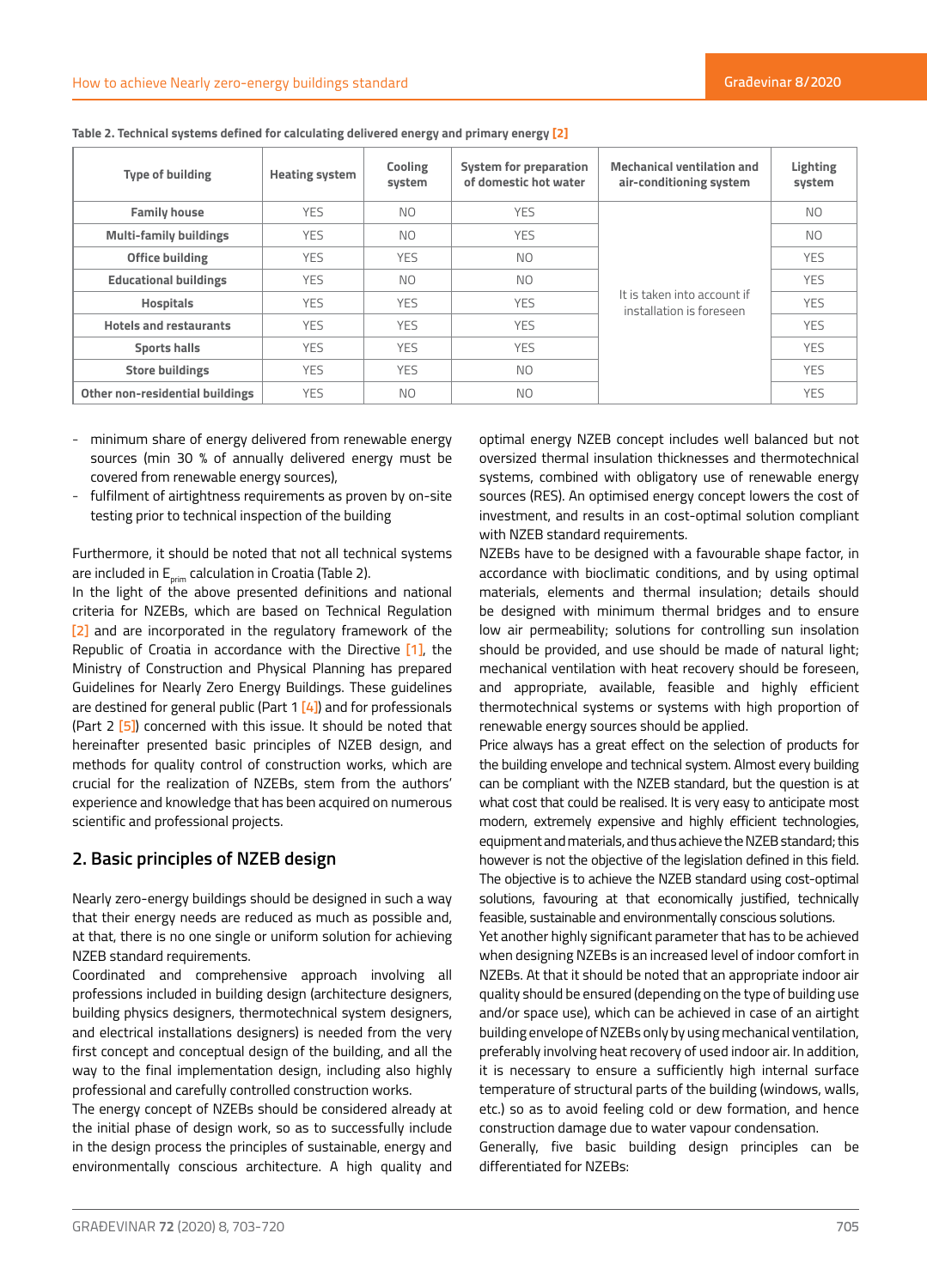Table 2. Technical systems defined for calculating delivered energy and primary energy [2]

| Type of building | Heating system | Cooling system | System for preparation of domestic hot water | Mechanical ventilation and air-conditioning system | Lighting system |
|---|---|---|---|---|---|
| Family house | YES | NO | YES | It is taken into account if installation is foreseen | NO |
| Multi-family buildings | YES | NO | YES | | NO |
| Office building | YES | YES | NO | | YES |
| Educational buildings | YES | NO | NO | | YES |
| Hospitals | YES | YES | YES | | YES |
| Hotels and restaurants | YES | YES | YES | | YES |
| Sports halls | YES | YES | YES | | YES |
| Store buildings | YES | YES | NO | | YES |
| Other non-residential buildings | YES | NO | NO | | YES |

- minimum share of energy delivered from renewable energy sources (min 30 % of annually delivered energy must be covered from renewable energy sources),
- fulfilment of airtightness requirements as proven by on-site testing prior to technical inspection of the building

Furthermore, it should be noted that not all technical systems are included in $E_{prim}$ calculation in Croatia (Table 2).
In the light of the above presented definitions and national criteria for NZEBs, which are based on Technical Regulation [2] and are incorporated in the regulatory framework of the Republic of Croatia in accordance with the Directive [1], the Ministry of Construction and Physical Planning has prepared Guidelines for Nearly Zero Energy Buildings. These guidelines are destined for general public (Part 1 [4]) and for professionals (Part 2 [5]) concerned with this issue. It should be noted that hereinafter presented basic principles of NZEB design, and methods for quality control of construction works, which are crucial for the realization of NZEBs, stem from the authors' experience and knowledge that has been acquired on numerous scientific and professional projects.

## 2. Basic principles of NZEB design

Nearly zero-energy buildings should be designed in such a way that their energy needs are reduced as much as possible and, at that, there is no one single or uniform solution for achieving NZEB standard requirements.
Coordinated and comprehensive approach involving all professions included in building design (architecture designers, building physics designers, thermotechnical system designers, and electrical installations designers) is needed from the very first concept and conceptual design of the building, and all the way to the final implementation design, including also highly professional and carefully controlled construction works.
The energy concept of NZEBs should be considered already at the initial phase of design work, so as to successfully include in the design process the principles of sustainable, energy and environmentally conscious architecture. A high quality and optimal energy NZEB concept includes well balanced but not oversized thermal insulation thicknesses and thermotechnical systems, combined with obligatory use of renewable energy sources (RES). An optimised energy concept lowers the cost of investment, and results in an cost-optimal solution compliant with NZEB standard requirements.
NZEBs have to be designed with a favourable shape factor, in accordance with bioclimatic conditions, and by using optimal materials, elements and thermal insulation; details should be designed with minimum thermal bridges and to ensure low air permeability; solutions for controlling sun insolation should be provided, and use should be made of natural light; mechanical ventilation with heat recovery should be foreseen, and appropriate, available, feasible and highly efficient thermotechnical systems or systems with high proportion of renewable energy sources should be applied.
Price always has a great effect on the selection of products for the building envelope and technical system. Almost every building can be compliant with the NZEB standard, but the question is at what cost that could be realised. It is very easy to anticipate most modern, extremely expensive and highly efficient technologies, equipment and materials, and thus achieve the NZEB standard; this however is not the objective of the legislation defined in this field. The objective is to achieve the NZEB standard using cost-optimal solutions, favouring at that economically justified, technically feasible, sustainable and environmentally conscious solutions.
Yet another highly significant parameter that has to be achieved when designing NZEBs is an increased level of indoor comfort in NZEBs. At that it should be noted that an appropriate indoor air quality should be ensured (depending on the type of building use and/or space use), which can be achieved in case of an airtight building envelope of NZEBs only by using mechanical ventilation, preferably involving heat recovery of used indoor air. In addition, it is necessary to ensure a sufficiently high internal surface temperature of structural parts of the building (windows, walls, etc.) so as to avoid feeling cold or dew formation, and hence construction damage due to water vapour condensation.
Generally, five basic building design principles can be differentiated for NZEBs: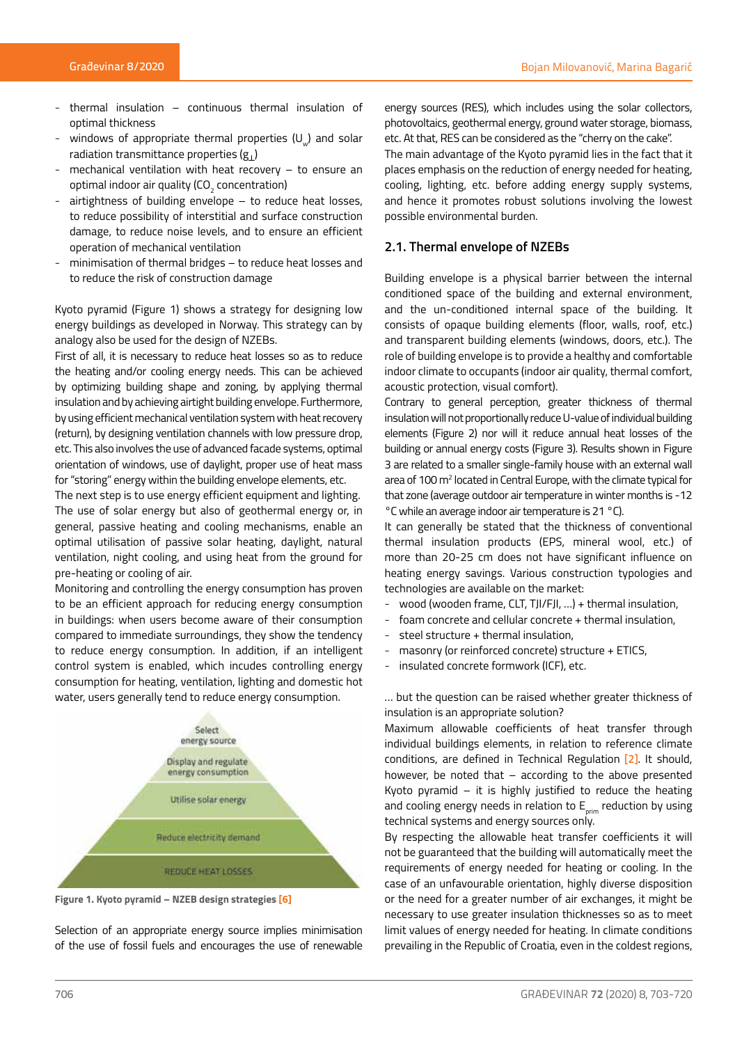- thermal insulation – continuous thermal insulation of optimal thickness
- windows of appropriate thermal properties ($U_w$) and solar radiation transmittance properties ($g_\perp$)
- mechanical ventilation with heat recovery – to ensure an optimal indoor air quality ($CO_2$ concentration)
- airtightness of building envelope – to reduce heat losses, to reduce possibility of interstitial and surface construction damage, to reduce noise levels, and to ensure an efficient operation of mechanical ventilation
- minimisation of thermal bridges – to reduce heat losses and to reduce the risk of construction damage

Kyoto pyramid (Figure 1) shows a strategy for designing low energy buildings as developed in Norway. This strategy can by analogy also be used for the design of NZEBs.

First of all, it is necessary to reduce heat losses so as to reduce the heating and/or cooling energy needs. This can be achieved by optimizing building shape and zoning, by applying thermal insulation and by achieving airtight building envelope. Furthermore, by using efficient mechanical ventilation system with heat recovery (return), by designing ventilation channels with low pressure drop, etc. This also involves the use of advanced facade systems, optimal orientation of windows, use of daylight, proper use of heat mass for "storing" energy within the building envelope elements, etc.

The next step is to use energy efficient equipment and lighting. The use of solar energy but also of geothermal energy or, in general, passive heating and cooling mechanisms, enable an optimal utilisation of passive solar heating, daylight, natural ventilation, night cooling, and using heat from the ground for pre-heating or cooling of air.

Monitoring and controlling the energy consumption has proven to be an efficient approach for reducing energy consumption in buildings: when users become aware of their consumption compared to immediate surroundings, they show the tendency to reduce energy consumption. In addition, if an intelligent control system is enabled, which incudes controlling energy consumption for heating, ventilation, lighting and domestic hot water, users generally tend to reduce energy consumption.

Select energy source

Display and regulate energy consumption

Utilise solar energy

Reduce electricity demand

REDUCE HEAT LOSSES

**Figure 1. Kyoto pyramid – NZEB design strategies [6]**

Selection of an appropriate energy source implies minimisation of the use of fossil fuels and encourages the use of renewable energy sources (RES), which includes using the solar collectors, photovoltaics, geothermal energy, ground water storage, biomass, etc. At that, RES can be considered as the "cherry on the cake".

The main advantage of the Kyoto pyramid lies in the fact that it places emphasis on the reduction of energy needed for heating, cooling, lighting, etc. before adding energy supply systems, and hence it promotes robust solutions involving the lowest possible environmental burden.

## 2.1. Thermal envelope of NZEBs

Building envelope is a physical barrier between the internal conditioned space of the building and external environment, and the un-conditioned internal space of the building. It consists of opaque building elements (floor, walls, roof, etc.) and transparent building elements (windows, doors, etc.). The role of building envelope is to provide a healthy and comfortable indoor climate to occupants (indoor air quality, thermal comfort, acoustic protection, visual comfort).

Contrary to general perception, greater thickness of thermal insulation will not proportionally reduce U-value of individual building elements (Figure 2) nor will it reduce annual heat losses of the building or annual energy costs (Figure 3). Results shown in Figure 3 are related to a smaller single-family house with an external wall area of 100 m$^2$ located in Central Europe, with the climate typical for that zone (average outdoor air temperature in winter months is -12 °C while an average indoor air temperature is 21 °C).

It can generally be stated that the thickness of conventional thermal insulation products (EPS, mineral wool, etc.) of more than 20-25 cm does not have significant influence on heating energy savings. Various construction typologies and technologies are available on the market:

- wood (wooden frame, CLT, TJI/FJI, ...) + thermal insulation,
- foam concrete and cellular concrete + thermal insulation,
- steel structure + thermal insulation,
- masonry (or reinforced concrete) structure + ETICS,
- insulated concrete formwork (ICF), etc.

... but the question can be raised whether greater thickness of insulation is an appropriate solution?

Maximum allowable coefficients of heat transfer through individual buildings elements, in relation to reference climate conditions, are defined in Technical Regulation [2]. It should, however, be noted that – according to the above presented Kyoto pyramid – it is highly justified to reduce the heating and cooling energy needs in relation to $E_{prim}$ reduction by using technical systems and energy sources only.

By respecting the allowable heat transfer coefficients it will not be guaranteed that the building will automatically meet the requirements of energy needed for heating or cooling. In the case of an unfavourable orientation, highly diverse disposition or the need for a greater number of air exchanges, it might be necessary to use greater insulation thicknesses so as to meet limit values of energy needed for heating. In climate conditions prevailing in the Republic of Croatia, even in the coldest regions,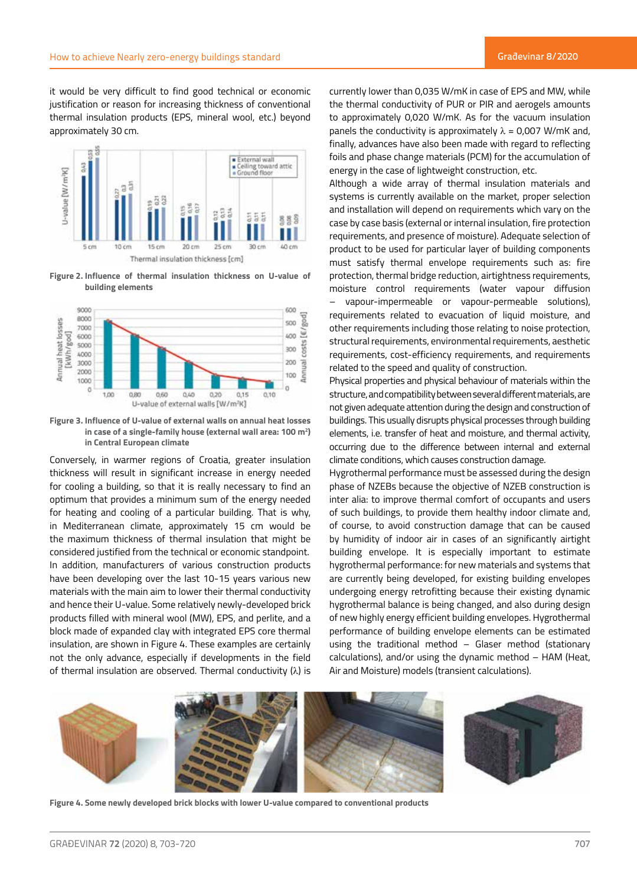it would be very difficult to find good technical or economic justification or reason for increasing thickness of conventional thermal insulation products (EPS, mineral wool, etc.) beyond approximately 30 cm.

**Figure 2. Influence of thermal insulation thickness on U-value of building elements**

**Figure 3. Influence of U-value of external walls on annual heat losses in case of a single-family house (external wall area: 100 m²) in Central European climate**

Conversely, in warmer regions of Croatia, greater insulation thickness will result in significant increase in energy needed for cooling a building, so that it is really necessary to find an optimum that provides a minimum sum of the energy needed for heating and cooling of a particular building. That is why, in Mediterranean climate, approximately 15 cm would be the maximum thickness of thermal insulation that might be considered justified from the technical or economic standpoint. In addition, manufacturers of various construction products have been developing over the last 10-15 years various new materials with the main aim to lower their thermal conductivity and hence their U-value. Some relatively newly-developed brick products filled with mineral wool (MW), EPS, and perlite, and a block made of expanded clay with integrated EPS core thermal insulation, are shown in Figure 4. These examples are certainly not the only advance, especially if developments in the field of thermal insulation are observed. Thermal conductivity ($\lambda$) is currently lower than 0,035 W/mK in case of EPS and MW, while the thermal conductivity of PUR or PIR and aerogels amounts to approximately 0,020 W/mK. As for the vacuum insulation panels the conductivity is approximately $\lambda$ = 0,007 W/mK and, finally, advances have also been made with regard to reflecting foils and phase change materials (PCM) for the accumulation of energy in the case of lightweight construction, etc.

Although a wide array of thermal insulation materials and systems is currently available on the market, proper selection and installation will depend on requirements which vary on the case by case basis (external or internal insulation, fire protection requirements, and presence of moisture). Adequate selection of product to be used for particular layer of building components must satisfy thermal envelope requirements such as: fire protection, thermal bridge reduction, airtightness requirements, moisture control requirements (water vapour diffusion – vapour-impermeable or vapour-permeable solutions), requirements related to evacuation of liquid moisture, and other requirements including those relating to noise protection, structural requirements, environmental requirements, aesthetic requirements, cost-efficiency requirements, and requirements related to the speed and quality of construction.

Physical properties and physical behaviour of materials within the structure, and compatibility between several different materials, are not given adequate attention during the design and construction of buildings. This usually disrupts physical processes through building elements, i.e. transfer of heat and moisture, and thermal activity, occurring due to the difference between internal and external climate conditions, which causes construction damage.

Hygrothermal performance must be assessed during the design phase of NZEBs because the objective of NZEB construction is inter alia: to improve thermal comfort of occupants and users of such buildings, to provide them healthy indoor climate and, of course, to avoid construction damage that can be caused by humidity of indoor air in cases of an significantly airtight building envelope. It is especially important to estimate hygrothermal performance: for new materials and systems that are currently being developed, for existing building envelopes undergoing energy retrofitting because their existing dynamic hygrothermal balance is being changed, and also during design of new highly energy efficient building envelopes. Hygrothermal performance of building envelope elements can be estimated using the traditional method – Glaser method (stationary calculations), and/or using the dynamic method – HAM (Heat, Air and Moisture) models (transient calculations).

**Figure 4. Some newly developed brick blocks with lower U-value compared to conventional products**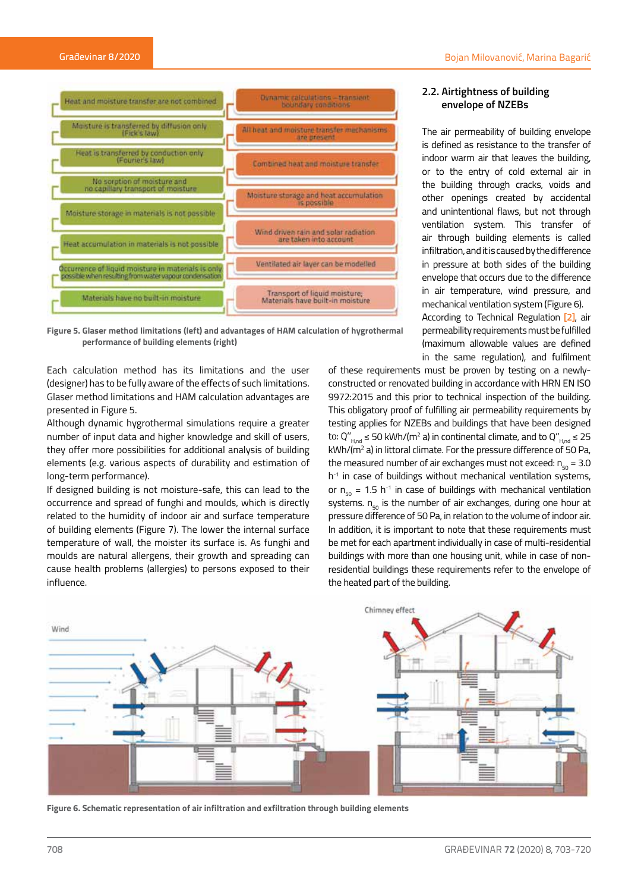Figure 5. Glaser method limitations (left) and advantages of HAM calculation of hygrothermal performance of building elements (right)

Each calculation method has its limitations and the user (designer) has to be fully aware of the effects of such limitations. Glaser method limitations and HAM calculation advantages are presented in Figure 5.

Although dynamic hygrothermal simulations require a greater number of input data and higher knowledge and skill of users, they offer more possibilities for additional analysis of building elements (e.g. various aspects of durability and estimation of long-term performance).

If designed building is not moisture-safe, this can lead to the occurrence and spread of funghi and moulds, which is directly related to the humidity of indoor air and surface temperature of building elements (Figure 7). The lower the internal surface temperature of wall, the moister its surface is. As funghi and moulds are natural allergens, their growth and spreading can cause health problems (allergies) to persons exposed to their influence.

## 2.2. Airtightness of building envelope of NZEBs

The air permeability of building envelope is defined as resistance to the transfer of indoor warm air that leaves the building, or to the entry of cold external air in the building through cracks, voids and other openings created by accidental and unintentional flaws, but not through ventilation system. This transfer of air through building elements is called infiltration, and it is caused by the difference in pressure at both sides of the building envelope that occurs due to the difference in air temperature, wind pressure, and mechanical ventilation system (Figure 6). According to Technical Regulation [2], air permeability requirements must be fulfilled (maximum allowable values are defined in the same regulation), and fulfilment of these requirements must be proven by testing on a newly-constructed or renovated building in accordance with HRN EN ISO 9972:2015 and this prior to technical inspection of the building. This obligatory proof of fulfilling air permeability requirements by testing applies for NZEBs and buildings that have been designed to: $Q''_{H,nd} \leq 50$ kWh/(m$^2$ a) in continental climate, and to $Q''_{H,nd} \leq 25$ kWh/(m$^2$ a) in littoral climate. For the pressure difference of 50 Pa, the measured number of air exchanges must not exceed: $n_{50} = 3.0$ h$^{-1}$ in case of buildings without mechanical ventilation systems, or $n_{50} = 1.5$ h$^{-1}$ in case of buildings with mechanical ventilation systems. $n_{50}$ is the number of air exchanges, during one hour at pressure difference of 50 Pa, in relation to the volume of indoor air. In addition, it is important to note that these requirements must be met for each apartment individually in case of multi-residential buildings with more than one housing unit, while in case of non-residential buildings these requirements refer to the envelope of the heated part of the building.

Figure 6. Schematic representation of air infiltration and exfiltration through building elements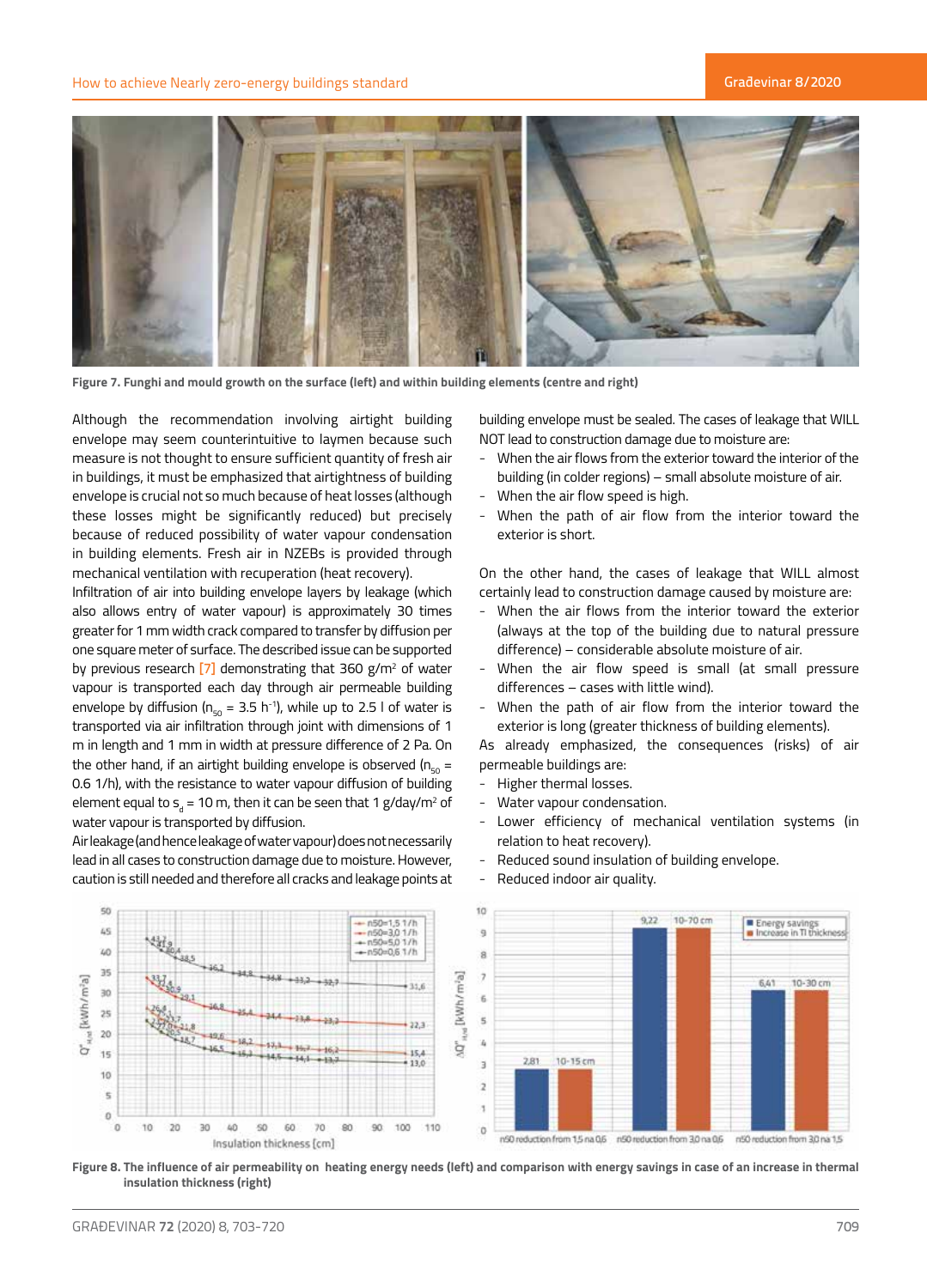Figure 7. Funghi and mould growth on the surface (left) and within building elements (centre and right)

Although the recommendation involving airtight building envelope may seem counterintuitive to laymen because such measure is not thought to ensure sufficient quantity of fresh air in buildings, it must be emphasized that airtightness of building envelope is crucial not so much because of heat losses (although these losses might be significantly reduced) but precisely because of reduced possibility of water vapour condensation in building elements. Fresh air in NZEBs is provided through mechanical ventilation with recuperation (heat recovery).

Infiltration of air into building envelope layers by leakage (which also allows entry of water vapour) is approximately 30 times greater for 1 mm width crack compared to transfer by diffusion per one square meter of surface. The described issue can be supported by previous research [7] demonstrating that 360 g/m$^2$ of water vapour is transported each day through air permeable building envelope by diffusion ($n_{50}$ = 3.5 h$^{-1}$), while up to 2.5 l of water is transported via air infiltration through joint with dimensions of 1 m in length and 1 mm in width at pressure difference of 2 Pa. On the other hand, if an airtight building envelope is observed ($n_{50}$ = 0.6 1/h), with the resistance to water vapour diffusion of building element equal to $s_d$ = 10 m, then it can be seen that 1 g/day/m$^2$ of water vapour is transported by diffusion.

Air leakage (and hence leakage of water vapour) does not necessarily lead in all cases to construction damage due to moisture. However, caution is still needed and therefore all cracks and leakage points at building envelope must be sealed. The cases of leakage that WILL NOT lead to construction damage due to moisture are:

- When the air flows from the exterior toward the interior of the building (in colder regions) – small absolute moisture of air.
- When the air flow speed is high.
- When the path of air flow from the interior toward the exterior is short.

On the other hand, the cases of leakage that WILL almost certainly lead to construction damage caused by moisture are:

- When the air flows from the interior toward the exterior (always at the top of the building due to natural pressure difference) – considerable absolute moisture of air.
- When the air flow speed is small (at small pressure differences – cases with little wind).
- When the path of air flow from the interior toward the exterior is long (greater thickness of building elements).

As already emphasized, the consequences (risks) of air permeable buildings are:

- Higher thermal losses.
- Water vapour condensation.
- Lower efficiency of mechanical ventilation systems (in relation to heat recovery).
- Reduced sound insulation of building envelope.
- Reduced indoor air quality.

Figure 8. The influence of air permeability on heating energy needs (left) and comparison with energy savings in case of an increase in thermal insulation thickness (right)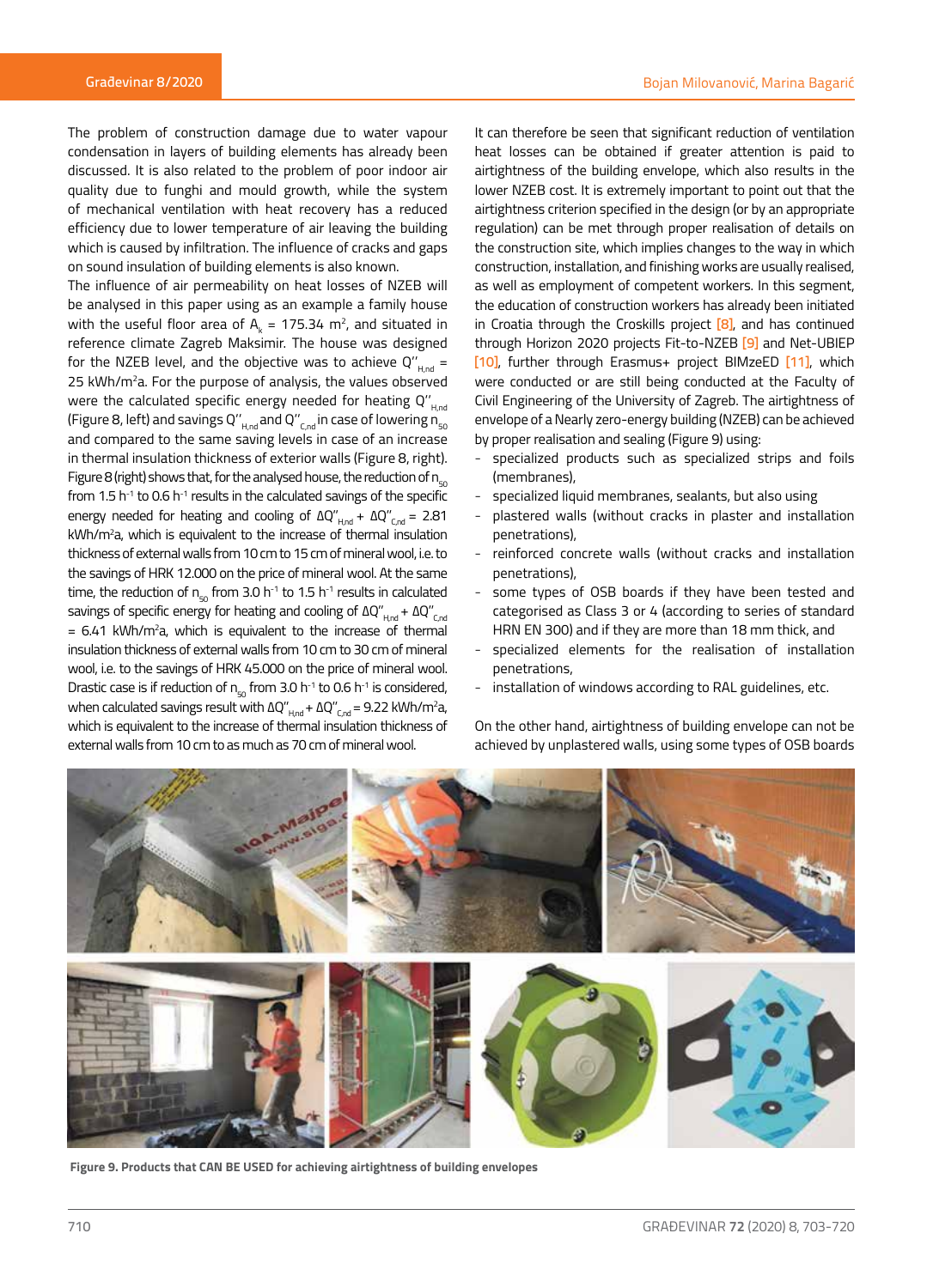The problem of construction damage due to water vapour condensation in layers of building elements has already been discussed. It is also related to the problem of poor indoor air quality due to funghi and mould growth, while the system of mechanical ventilation with heat recovery has a reduced efficiency due to lower temperature of air leaving the building which is caused by infiltration. The influence of cracks and gaps on sound insulation of building elements is also known.

The influence of air permeability on heat losses of NZEB will be analysed in this paper using as an example a family house with the useful floor area of $A_k$ = 175.34 m$^2$, and situated in reference climate Zagreb Maksimir. The house was designed for the NZEB level, and the objective was to achieve $Q''_{H,nd}$ = 25 kWh/m$^2$a. For the purpose of analysis, the values observed were the calculated specific energy needed for heating $Q''_{H,nd}$ (Figure 8, left) and savings $Q''_{H,nd}$ and $Q''_{C,nd}$ in case of lowering $n_{50}$ and compared to the same saving levels in case of an increase in thermal insulation thickness of exterior walls (Figure 8, right). Figure 8 (right) shows that, for the analysed house, the reduction of $n_{50}$ from 1.5 h$^{-1}$ to 0.6 h$^{-1}$ results in the calculated savings of the specific energy needed for heating and cooling of $\Delta Q''_{H,nd} + \Delta Q''_{C,nd}$ = 2.81 kWh/m$^2$a, which is equivalent to the increase of thermal insulation thickness of external walls from 10 cm to 15 cm of mineral wool, i.e. to the savings of HRK 12.000 on the price of mineral wool. At the same time, the reduction of $n_{50}$ from 3.0 h$^{-1}$ to 1.5 h$^{-1}$ results in calculated savings of specific energy for heating and cooling of $\Delta Q''_{H,nd} + \Delta Q''_{C,nd}$ = 6.41 kWh/m$^2$a, which is equivalent to the increase of thermal insulation thickness of external walls from 10 cm to 30 cm of mineral wool, i.e. to the savings of HRK 45.000 on the price of mineral wool. Drastic case is if reduction of $n_{50}$ from 3.0 h$^{-1}$ to 0.6 h$^{-1}$ is considered, when calculated savings result with $\Delta Q''_{H,nd} + \Delta Q''_{C,nd}$ = 9.22 kWh/m$^2$a, which is equivalent to the increase of thermal insulation thickness of external walls from 10 cm to as much as 70 cm of mineral wool.

It can therefore be seen that significant reduction of ventilation heat losses can be obtained if greater attention is paid to airtightness of the building envelope, which also results in the lower NZEB cost. It is extremely important to point out that the airtightness criterion specified in the design (or by an appropriate regulation) can be met through proper realisation of details on the construction site, which implies changes to the way in which construction, installation, and finishing works are usually realised, as well as employment of competent workers. In this segment, the education of construction workers has already been initiated in Croatia through the Croskills project [8], and has continued through Horizon 2020 projects Fit-to-NZEB [9] and Net-UBIEP [10], further through Erasmus+ project BIMzeED [11], which were conducted or are still being conducted at the Faculty of Civil Engineering of the University of Zagreb. The airtightness of envelope of a Nearly zero-energy building (NZEB) can be achieved by proper realisation and sealing (Figure 9) using:

- specialized products such as specialized strips and foils (membranes),
- specialized liquid membranes, sealants, but also using
- plastered walls (without cracks in plaster and installation penetrations),
- reinforced concrete walls (without cracks and installation penetrations),
- some types of OSB boards if they have been tested and categorised as Class 3 or 4 (according to series of standard HRN EN 300) and if they are more than 18 mm thick, and
- specialized elements for the realisation of installation penetrations,
- installation of windows according to RAL guidelines, etc.

On the other hand, airtightness of building envelope can not be achieved by unplastered walls, using some types of OSB boards

**Figure 9. Products that CAN BE USED for achieving airtightness of building envelopes**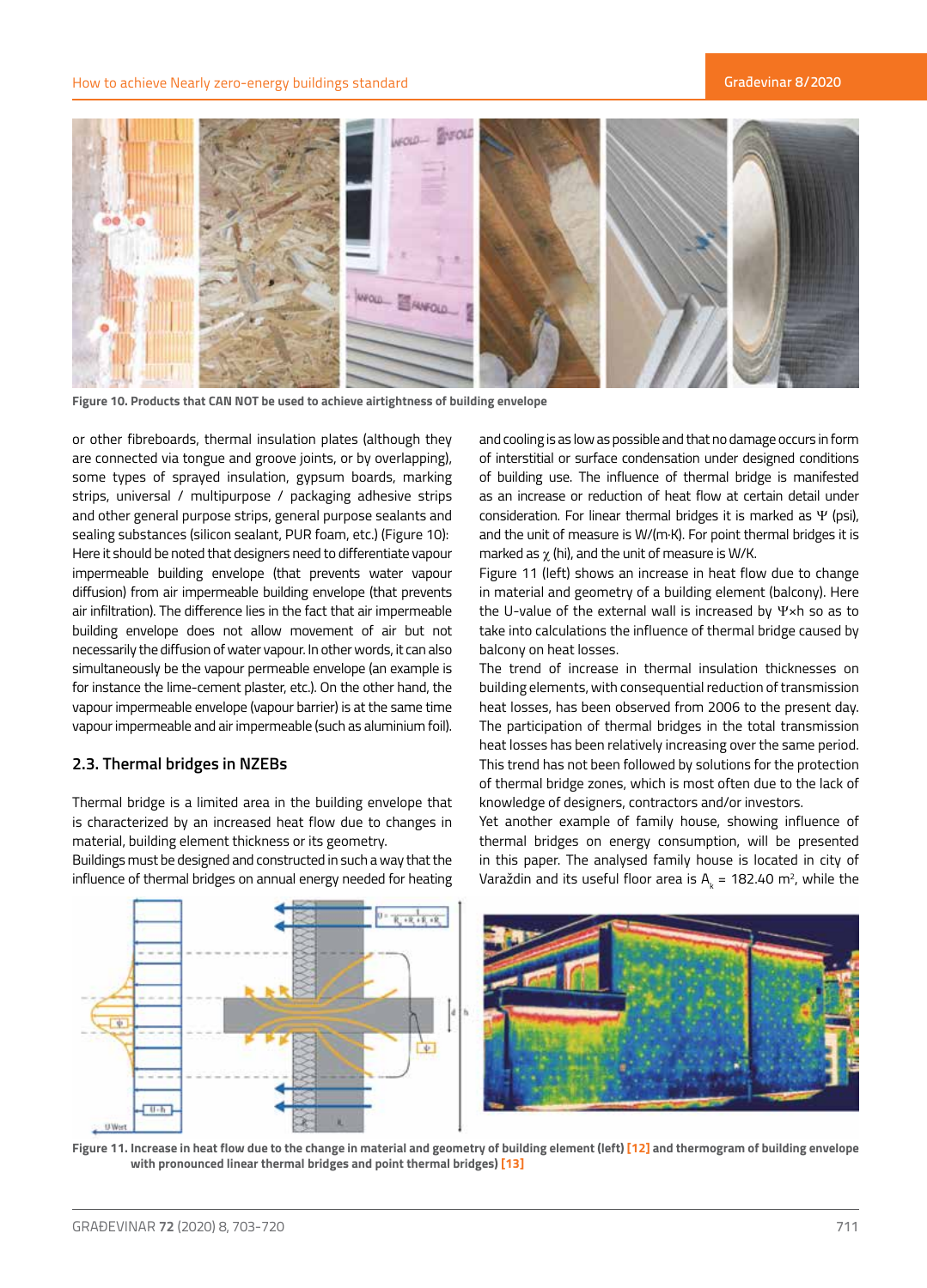Figure 10. Products that CAN NOT be used to achieve airtightness of building envelope

or other fibreboards, thermal insulation plates (although they are connected via tongue and groove joints, or by overlapping), some types of sprayed insulation, gypsum boards, marking strips, universal / multipurpose / packaging adhesive strips and other general purpose strips, general purpose sealants and sealing substances (silicon sealant, PUR foam, etc.) (Figure 10): Here it should be noted that designers need to differentiate vapour impermeable building envelope (that prevents water vapour diffusion) from air impermeable building envelope (that prevents air infiltration). The difference lies in the fact that air impermeable building envelope does not allow movement of air but not necessarily the diffusion of water vapour. In other words, it can also simultaneously be the vapour permeable envelope (an example is for instance the lime-cement plaster, etc.). On the other hand, the vapour impermeable envelope (vapour barrier) is at the same time vapour impermeable and air impermeable (such as aluminium foil).

## 2.3. Thermal bridges in NZEBs

Thermal bridge is a limited area in the building envelope that is characterized by an increased heat flow due to changes in material, building element thickness or its geometry.

Buildings must be designed and constructed in such a way that the influence of thermal bridges on annual energy needed for heating and cooling is as low as possible and that no damage occurs in form of interstitial or surface condensation under designed conditions of building use. The influence of thermal bridge is manifested as an increase or reduction of heat flow at certain detail under consideration. For linear thermal bridges it is marked as $\Psi$ (psi), and the unit of measure is W/(m·K). For point thermal bridges it is marked as $\chi$ (hi), and the unit of measure is W/K.

Figure 11 (left) shows an increase in heat flow due to change in material and geometry of a building element (balcony). Here the U-value of the external wall is increased by $\Psi \times h$ so as to take into calculations the influence of thermal bridge caused by balcony on heat losses.

The trend of increase in thermal insulation thicknesses on building elements, with consequential reduction of transmission heat losses, has been observed from 2006 to the present day. The participation of thermal bridges in the total transmission heat losses has been relatively increasing over the same period. This trend has not been followed by solutions for the protection of thermal bridge zones, which is most often due to the lack of knowledge of designers, contractors and/or investors.

Yet another example of family house, showing influence of thermal bridges on energy consumption, will be presented in this paper. The analysed family house is located in city of Varaždin and its useful floor area is $A_k$ = 182.40 m$^2$, while the

Figure 11. Increase in heat flow due to the change in material and geometry of building element (left) [12] and thermogram of building envelope with pronounced linear thermal bridges and point thermal bridges) [13]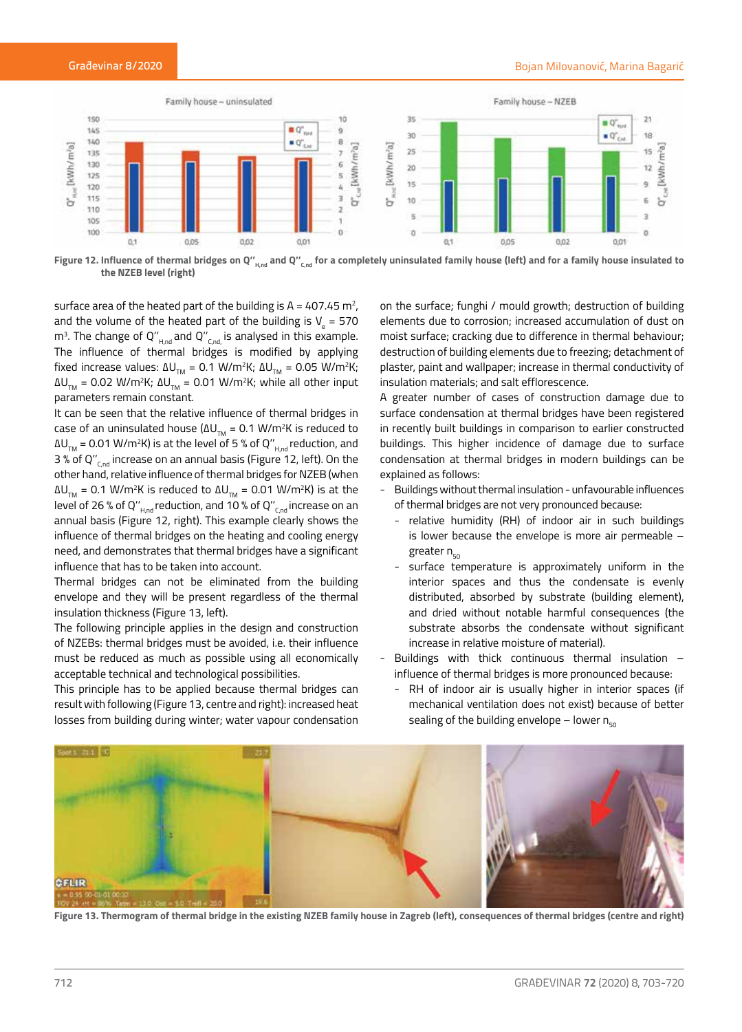Figure 12. Influence of thermal bridges on $Q''_{H,nd}$ and $Q''_{C,nd}$ for a completely uninsulated family house (left) and for a family house insulated to the NZEB level (right)

surface area of the heated part of the building is A = 407.45 m$^2$, and the volume of the heated part of the building is $V_e$ = 570 m$^3$. The change of $Q''_{H,nd}$ and $Q''_{C,nd}$ is analysed in this example. The influence of thermal bridges is modified by applying fixed increase values: $\Delta U_{TM}$ = 0.1 W/m$^2$K; $\Delta U_{TM}$ = 0.05 W/m$^2$K; $\Delta U_{TM}$ = 0.02 W/m$^2$K; $\Delta U_{TM}$ = 0.01 W/m$^2$K; while all other input parameters remain constant.

It can be seen that the relative influence of thermal bridges in case of an uninsulated house ($\Delta U_{TM}$ = 0.1 W/m$^2$K is reduced to $\Delta U_{TM}$ = 0.01 W/m$^2$K) is at the level of 5 % of $Q''_{H,nd}$ reduction, and 3 % of $Q''_{C,nd}$ increase on an annual basis (Figure 12, left). On the other hand, relative influence of thermal bridges for NZEB (when $\Delta U_{TM}$ = 0.1 W/m$^2$K is reduced to $\Delta U_{TM}$ = 0.01 W/m$^2$K) is at the level of 26 % of $Q''_{H,nd}$ reduction, and 10 % of $Q''_{C,nd}$ increase on an annual basis (Figure 12, right). This example clearly shows the influence of thermal bridges on the heating and cooling energy need, and demonstrates that thermal bridges have a significant influence that has to be taken into account.

Thermal bridges can not be eliminated from the building envelope and they will be present regardless of the thermal insulation thickness (Figure 13, left).

The following principle applies in the design and construction of NZEBs: thermal bridges must be avoided, i.e. their influence must be reduced as much as possible using all economically acceptable technical and technological possibilities.

This principle has to be applied because thermal bridges can result with following (Figure 13, centre and right): increased heat losses from building during winter; water vapour condensation on the surface; funghi / mould growth; destruction of building elements due to corrosion; increased accumulation of dust on moist surface; cracking due to difference in thermal behaviour; destruction of building elements due to freezing; detachment of plaster, paint and wallpaper; increase in thermal conductivity of insulation materials; and salt efflorescence.

A greater number of cases of construction damage due to surface condensation at thermal bridges have been registered in recently built buildings in comparison to earlier constructed buildings. This higher incidence of damage due to surface condensation at thermal bridges in modern buildings can be explained as follows:

- Buildings without thermal insulation - unfavourable influences of thermal bridges are not very pronounced because:
  - relative humidity (RH) of indoor air in such buildings is lower because the envelope is more air permeable – greater $n_{50}$
  - surface temperature is approximately uniform in the interior spaces and thus the condensate is evenly distributed, absorbed by substrate (building element), and dried without notable harmful consequences (the substrate absorbs the condensate without significant increase in relative moisture of material).
- Buildings with thick continuous thermal insulation – influence of thermal bridges is more pronounced because:
  - RH of indoor air is usually higher in interior spaces (if mechanical ventilation does not exist) because of better sealing of the building envelope – lower $n_{50}$

Figure 13. Thermogram of thermal bridge in the existing NZEB family house in Zagreb (left), consequences of thermal bridges (centre and right)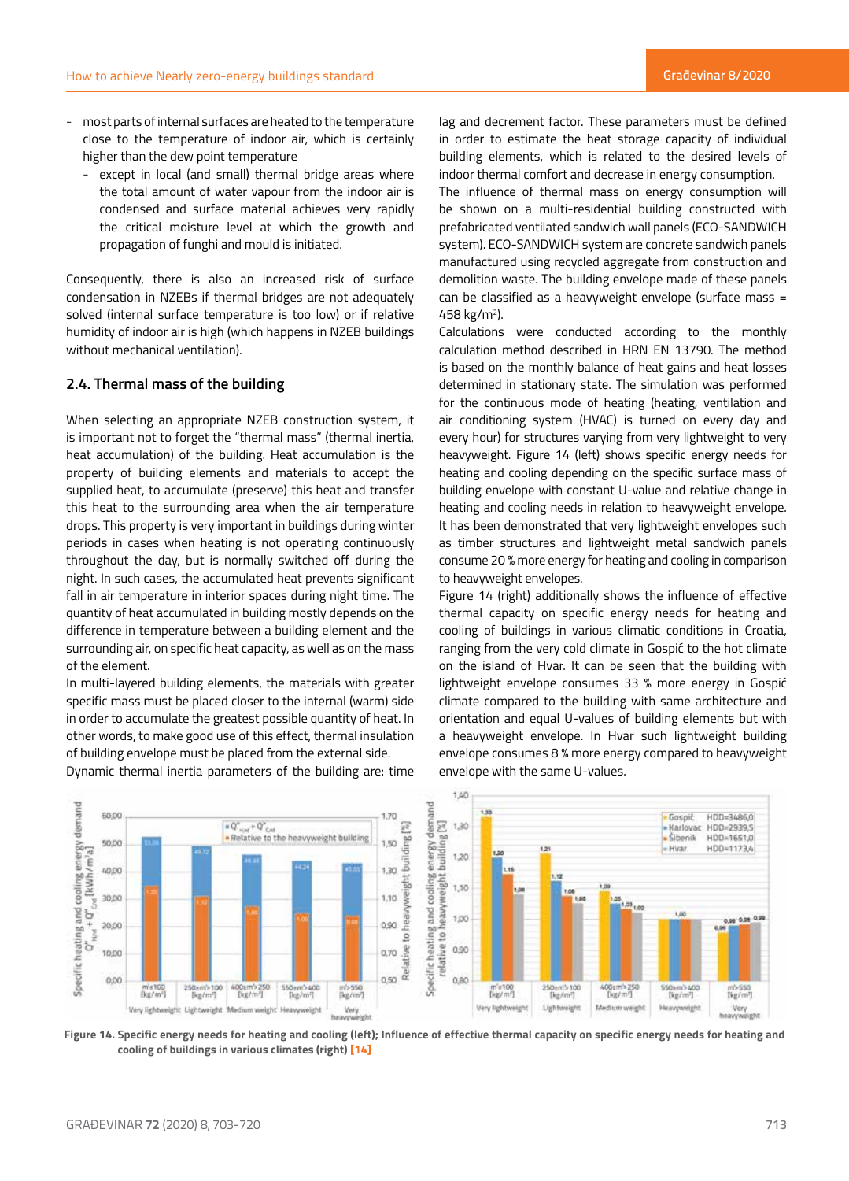- most parts of internal surfaces are heated to the temperature close to the temperature of indoor air, which is certainly higher than the dew point temperature
  - except in local (and small) thermal bridge areas where the total amount of water vapour from the indoor air is condensed and surface material achieves very rapidly the critical moisture level at which the growth and propagation of funghi and mould is initiated.

Consequently, there is also an increased risk of surface condensation in NZEBs if thermal bridges are not adequately solved (internal surface temperature is too low) or if relative humidity of indoor air is high (which happens in NZEB buildings without mechanical ventilation).

## 2.4. Thermal mass of the building

When selecting an appropriate NZEB construction system, it is important not to forget the "thermal mass" (thermal inertia, heat accumulation) of the building. Heat accumulation is the property of building elements and materials to accept the supplied heat, to accumulate (preserve) this heat and transfer this heat to the surrounding area when the air temperature drops. This property is very important in buildings during winter periods in cases when heating is not operating continuously throughout the day, but is normally switched off during the night. In such cases, the accumulated heat prevents significant fall in air temperature in interior spaces during night time. The quantity of heat accumulated in building mostly depends on the difference in temperature between a building element and the surrounding air, on specific heat capacity, as well as on the mass of the element.

In multi-layered building elements, the materials with greater specific mass must be placed closer to the internal (warm) side in order to accumulate the greatest possible quantity of heat. In other words, to make good use of this effect, thermal insulation of building envelope must be placed from the external side.

Dynamic thermal inertia parameters of the building are: time lag and decrement factor. These parameters must be defined in order to estimate the heat storage capacity of individual building elements, which is related to the desired levels of indoor thermal comfort and decrease in energy consumption.

The influence of thermal mass on energy consumption will be shown on a multi-residential building constructed with prefabricated ventilated sandwich wall panels (ECO-SANDWICH system). ECO-SANDWICH system are concrete sandwich panels manufactured using recycled aggregate from construction and demolition waste. The building envelope made of these panels can be classified as a heavyweight envelope (surface mass = 458 kg/m$^2$).

Calculations were conducted according to the monthly calculation method described in HRN EN 13790. The method is based on the monthly balance of heat gains and heat losses determined in stationary state. The simulation was performed for the continuous mode of heating (heating, ventilation and air conditioning system (HVAC) is turned on every day and every hour) for structures varying from very lightweight to very heavyweight. Figure 14 (left) shows specific energy needs for heating and cooling depending on the specific surface mass of building envelope with constant U-value and relative change in heating and cooling needs in relation to heavyweight envelope. It has been demonstrated that very lightweight envelopes such as timber structures and lightweight metal sandwich panels consume 20 % more energy for heating and cooling in comparison to heavyweight envelopes.

Figure 14 (right) additionally shows the influence of effective thermal capacity on specific energy needs for heating and cooling of buildings in various climatic conditions in Croatia, ranging from the very cold climate in Gospić to the hot climate on the island of Hvar. It can be seen that the building with lightweight envelope consumes 33 % more energy in Gospić climate compared to the building with same architecture and orientation and equal U-values of building elements but with a heavyweight envelope. In Hvar such lightweight building envelope consumes 8 % more energy compared to heavyweight envelope with the same U-values.

**Figure 14. Specific energy needs for heating and cooling (left); Influence of effective thermal capacity on specific energy needs for heating and cooling of buildings in various climates (right) [14]**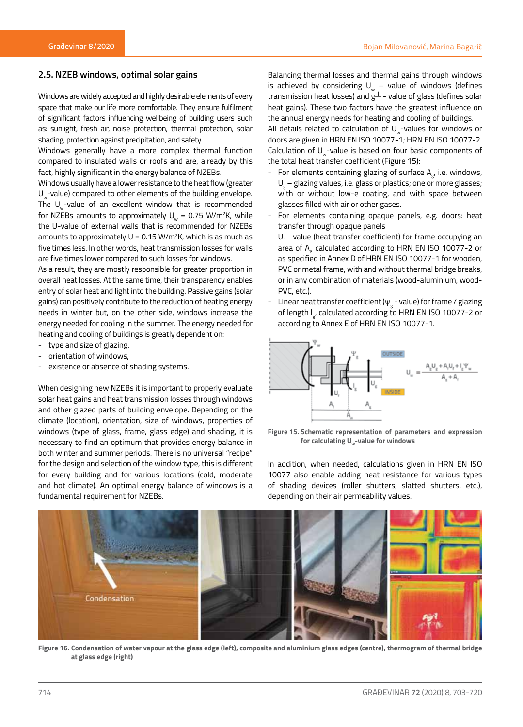## 2.5. NZEB windows, optimal solar gains

Windows are widely accepted and highly desirable elements of every space that make our life more comfortable. They ensure fulfilment of significant factors influencing wellbeing of building users such as: sunlight, fresh air, noise protection, thermal protection, solar shading, protection against precipitation, and safety.

Windows generally have a more complex thermal function compared to insulated walls or roofs and are, already by this fact, highly significant in the energy balance of NZEBs.

Windows usually have a lower resistance to the heat flow (greater $U_w$-value) compared to other elements of the building envelope. The $U_w$-value of an excellent window that is recommended for NZEBs amounts to approximately $U_w$ = 0.75 W/m$^2$K, while the U-value of external walls that is recommended for NZEBs amounts to approximately U = 0.15 W/m$^2$K, which is as much as five times less. In other words, heat transmission losses for walls are five times lower compared to such losses for windows.

As a result, they are mostly responsible for greater proportion in overall heat losses. At the same time, their transparency enables entry of solar heat and light into the building. Passive gains (solar gains) can positively contribute to the reduction of heating energy needs in winter but, on the other side, windows increase the energy needed for cooling in the summer. The energy needed for heating and cooling of buildings is greatly dependent on:

- type and size of glazing,
- orientation of windows,
- existence or absence of shading systems.

When designing new NZEBs it is important to properly evaluate solar heat gains and heat transmission losses through windows and other glazed parts of building envelope. Depending on the climate (location), orientation, size of windows, properties of windows (type of glass, frame, glass edge) and shading, it is necessary to find an optimum that provides energy balance in both winter and summer periods. There is no universal "recipe" for the design and selection of the window type, this is different for every building and for various locations (cold, moderate and hot climate). An optimal energy balance of windows is a fundamental requirement for NZEBs.

Balancing thermal losses and thermal gains through windows is achieved by considering $U_w$ – value of windows (defines transmission heat losses) and $g_\perp$ - value of glass (defines solar heat gains). These two factors have the greatest influence on the annual energy needs for heating and cooling of buildings.

All details related to calculation of $U_w$-values for windows or doors are given in HRN EN ISO 10077-1; HRN EN ISO 10077-2. Calculation of $U_w$-value is based on four basic components of the total heat transfer coefficient (Figure 15):

- For elements containing glazing of surface $A_g$, i.e. windows, $U_g$ – glazing values, i.e. glass or plastics; one or more glasses; with or without low-e coating, and with space between glasses filled with air or other gases.
- For elements containing opaque panels, e.g. doors: heat transfer through opaque panels
- $U_f$ - value (heat transfer coefficient) for frame occupying an area of $A_f$, calculated according to HRN EN ISO 10077-2 or as specified in Annex D of HRN EN ISO 10077-1 for wooden, PVC or metal frame, with and without thermal bridge breaks, or in any combination of materials (wood-aluminium, wood-PVC, etc.).
- Linear heat transfer coefficient ($\psi_g$ - value) for frame / glazing of length $l_g$, calculated according to HRN EN ISO 10077-2 or according to Annex E of HRN EN ISO 10077-1.

$$U_w = \frac{A_g U_g + A_f U_f + l_g \Psi_w}{A_g + A_f}$$

**Figure 15. Schematic representation of parameters and expression for calculating $U_w$-value for windows**

In addition, when needed, calculations given in HRN EN ISO 10077 also enable adding heat resistance for various types of shading devices (roller shutters, slatted shutters, etc.), depending on their air permeability values.

**Figure 16. Condensation of water vapour at the glass edge (left), composite and aluminium glass edges (centre), thermogram of thermal bridge at glass edge (right)**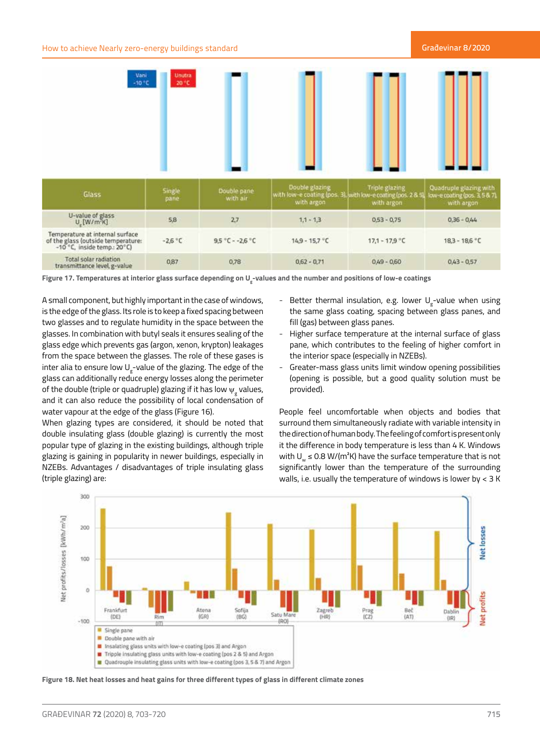| Glass | Single pane | Double pane with air | Double glazing with low-e coating (pos. 3), with argon | Triple glazing with low-e coating (pos. 2 & 5), with argon | Quadruple glazing with low-e coating (pos. 3, 5 & 7), with argon |
|---|---|---|---|---|---|
| U-value of glass $U_g$ [W/m²K] | 5,8 | 2,7 | 1,1 - 1,3 | 0,53 - 0,75 | 0,36 - 0,44 |
| Temperature at internal surface of the glass (outside temperature: -10 °C, inside temp.: 20°C) | -2,6 °C | 9,5 °C - -2,6 °C | 14,9 - 15,7 °C | 17,1 - 17,9 °C | 18,3 - 18,6 °C |
| Total solar radiation transmittance level, g-value | 0,87 | 0,78 | 0,62 - 0,71 | 0,49 - 0,60 | 0,43 - 0,57 |

Figure 17. Temperatures at interior glass surface depending on $U_g$-values and the number and positions of low-e coatings

A small component, but highly important in the case of windows, is the edge of the glass. Its role is to keep a fixed spacing between two glasses and to regulate humidity in the space between the glasses. In combination with butyl seals it ensures sealing of the glass edge which prevents gas (argon, xenon, krypton) leakages from the space between the glasses. The role of these gases is inter alia to ensure low $U_g$-value of the glazing. The edge of the glass can additionally reduce energy losses along the perimeter of the double (triple or quadruple) glazing if it has low $\psi_g$ values, and it can also reduce the possibility of local condensation of water vapour at the edge of the glass (Figure 16).

When glazing types are considered, it should be noted that double insulating glass (double glazing) is currently the most popular type of glazing in the existing buildings, although triple glazing is gaining in popularity in newer buildings, especially in NZEBs. Advantages / disadvantages of triple insulating glass (triple glazing) are:

- Better thermal insulation, e.g. lower $U_g$-value when using the same glass coating, spacing between glass panes, and fill (gas) between glass panes.
- Higher surface temperature at the internal surface of glass pane, which contributes to the feeling of higher comfort in the interior space (especially in NZEBs).
- Greater-mass glass units limit window opening possibilities (opening is possible, but a good quality solution must be provided).

People feel uncomfortable when objects and bodies that surround them simultaneously radiate with variable intensity in the direction of human body. The feeling of comfort is present only it the difference in body temperature is less than 4 K. Windows with $U_w \leq 0.8$ W/(m²K) have the surface temperature that is not significantly lower than the temperature of the surrounding walls, i.e. usually the temperature of windows is lower by < 3 K

Figure 18. Net heat losses and heat gains for three different types of glass in different climate zones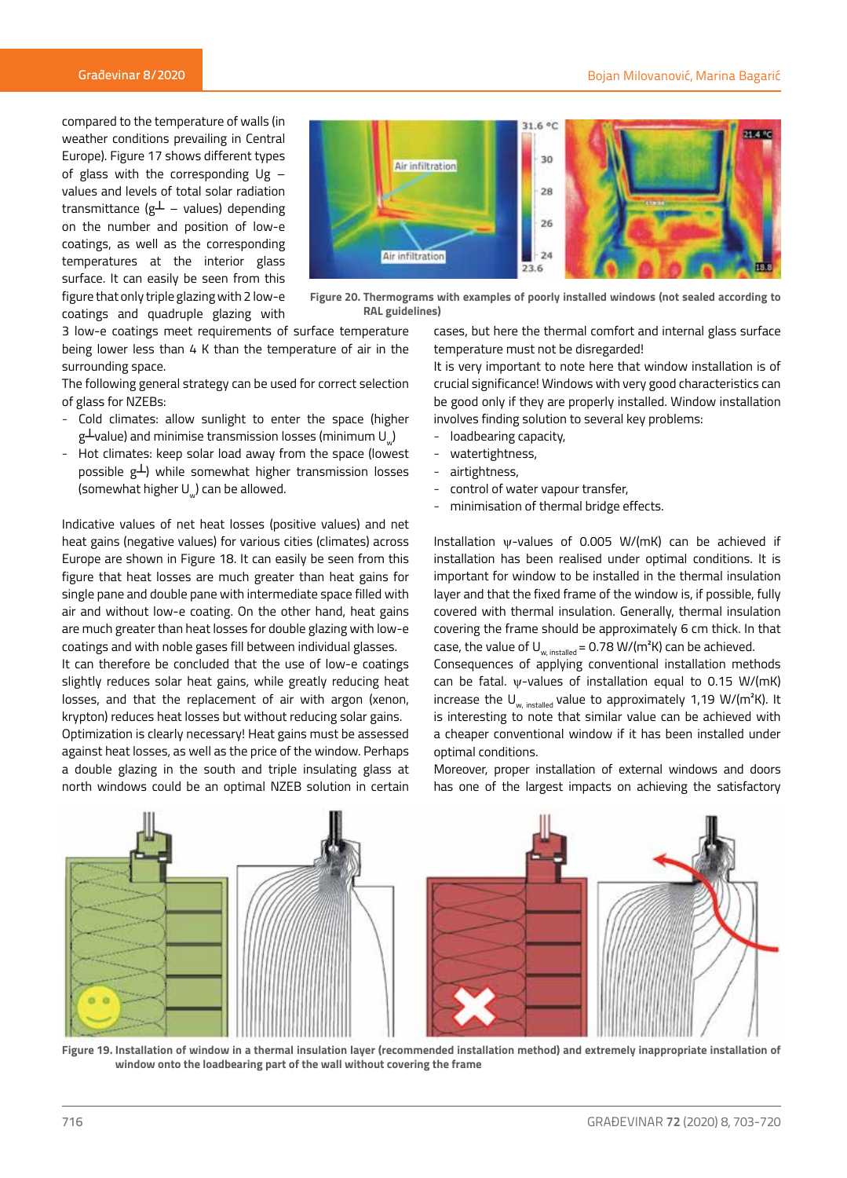compared to the temperature of walls (in weather conditions prevailing in Central Europe). Figure 17 shows different types of glass with the corresponding Ug – values and levels of total solar radiation transmittance ($g^{\perp}$ – values) depending on the number and position of low-e coatings, as well as the corresponding temperatures at the interior glass surface. It can easily be seen from this figure that only triple glazing with 2 low-e coatings and quadruple glazing with 3 low-e coatings meet requirements of surface temperature being lower less than 4 K than the temperature of air in the surrounding space.

The following general strategy can be used for correct selection of glass for NZEBs:

- Cold climates: allow sunlight to enter the space (higher $g^{\perp}$value) and minimise transmission losses (minimum $U_w$)
- Hot climates: keep solar load away from the space (lowest possible $g^{\perp}$) while somewhat higher transmission losses (somewhat higher $U_w$) can be allowed.

Indicative values of net heat losses (positive values) and net heat gains (negative values) for various cities (climates) across Europe are shown in Figure 18. It can easily be seen from this figure that heat losses are much greater than heat gains for single pane and double pane with intermediate space filled with air and without low-e coating. On the other hand, heat gains are much greater than heat losses for double glazing with low-e coatings and with noble gases fill between individual glasses.

It can therefore be concluded that the use of low-e coatings slightly reduces solar heat gains, while greatly reducing heat losses, and that the replacement of air with argon (xenon, krypton) reduces heat losses but without reducing solar gains.

Optimization is clearly necessary! Heat gains must be assessed against heat losses, as well as the price of the window. Perhaps a double glazing in the south and triple insulating glass at north windows could be an optimal NZEB solution in certain cases, but here the thermal comfort and internal glass surface temperature must not be disregarded!

Figure 20. Thermograms with examples of poorly installed windows (not sealed according to RAL guidelines)

It is very important to note here that window installation is of crucial significance! Windows with very good characteristics can be good only if they are properly installed. Window installation involves finding solution to several key problems:

- loadbearing capacity,
- watertightness,
- airtightness,
- control of water vapour transfer,
- minimisation of thermal bridge effects.

Installation ψ-values of 0.005 W/(mK) can be achieved if installation has been realised under optimal conditions. It is important for window to be installed in the thermal insulation layer and that the fixed frame of the window is, if possible, fully covered with thermal insulation. Generally, thermal insulation covering the frame should be approximately 6 cm thick. In that case, the value of $U_{w,\ installed}$ = 0.78 W/(m²K) can be achieved.

Consequences of applying conventional installation methods can be fatal. ψ-values of installation equal to 0.15 W/(mK) increase the $U_{w,\ installed}$ value to approximately 1,19 W/(m²K). It is interesting to note that similar value can be achieved with a cheaper conventional window if it has been installed under optimal conditions.

Moreover, proper installation of external windows and doors has one of the largest impacts on achieving the satisfactory

Figure 19. Installation of window in a thermal insulation layer (recommended installation method) and extremely inappropriate installation of window onto the loadbearing part of the wall without covering the frame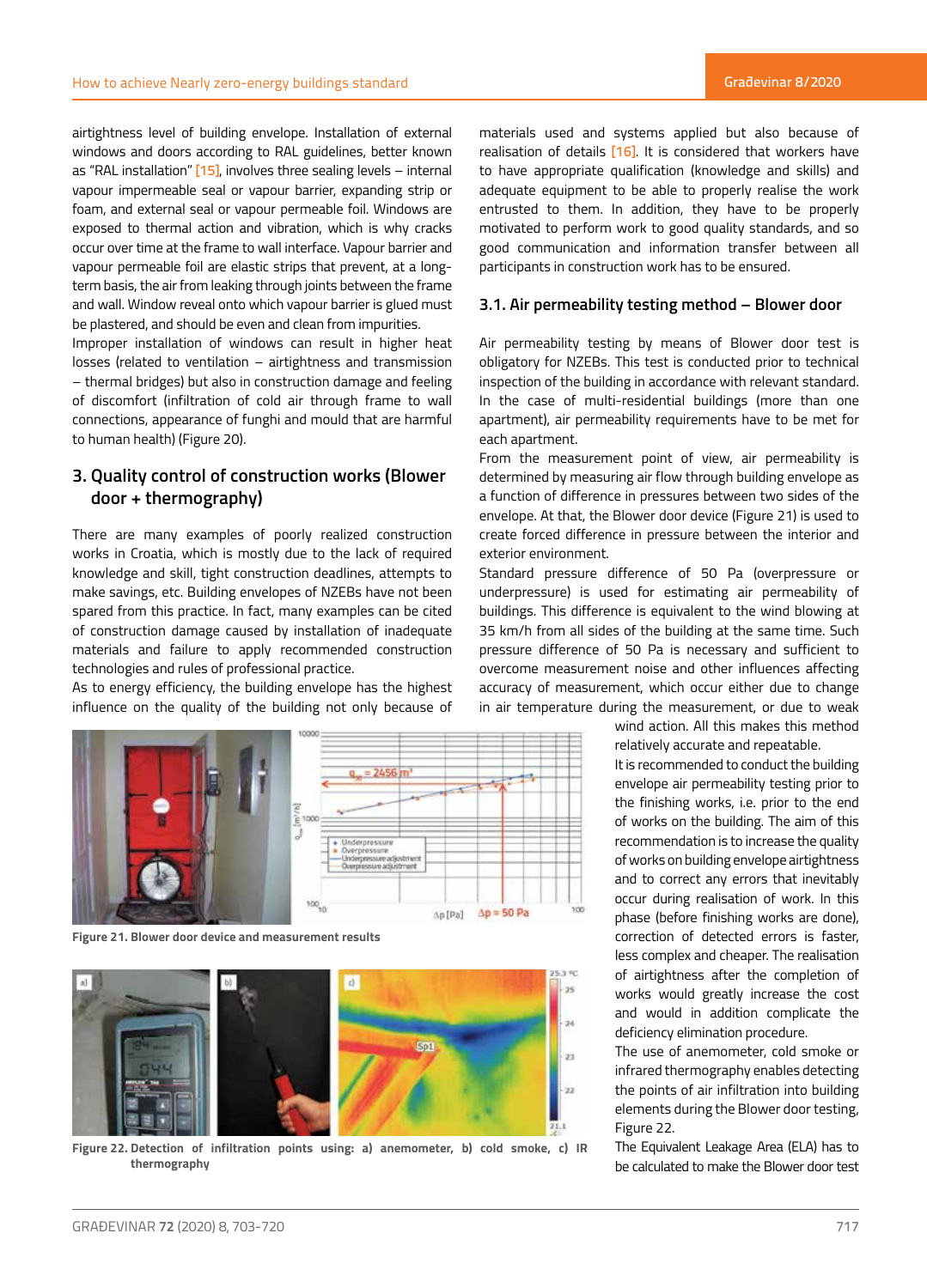airtightness level of building envelope. Installation of external windows and doors according to RAL guidelines, better known as "RAL installation" [15], involves three sealing levels – internal vapour impermeable seal or vapour barrier, expanding strip or foam, and external seal or vapour permeable foil. Windows are exposed to thermal action and vibration, which is why cracks occur over time at the frame to wall interface. Vapour barrier and vapour permeable foil are elastic strips that prevent, at a long-term basis, the air from leaking through joints between the frame and wall. Window reveal onto which vapour barrier is glued must be plastered, and should be even and clean from impurities.

Improper installation of windows can result in higher heat losses (related to ventilation – airtightness and transmission – thermal bridges) but also in construction damage and feeling of discomfort (infiltration of cold air through frame to wall connections, appearance of funghi and mould that are harmful to human health) (Figure 20).

## 3. Quality control of construction works (Blower door + thermography)

There are many examples of poorly realized construction works in Croatia, which is mostly due to the lack of required knowledge and skill, tight construction deadlines, attempts to make savings, etc. Building envelopes of NZEBs have not been spared from this practice. In fact, many examples can be cited of construction damage caused by installation of inadequate materials and failure to apply recommended construction technologies and rules of professional practice.

As to energy efficiency, the building envelope has the highest influence on the quality of the building not only because of materials used and systems applied but also because of realisation of details [16]. It is considered that workers have to have appropriate qualification (knowledge and skills) and adequate equipment to be able to properly realise the work entrusted to them. In addition, they have to be properly motivated to perform work to good quality standards, and so good communication and information transfer between all participants in construction work has to be ensured.

### 3.1. Air permeability testing method – Blower door

Air permeability testing by means of Blower door test is obligatory for NZEBs. This test is conducted prior to technical inspection of the building in accordance with relevant standard. In the case of multi-residential buildings (more than one apartment), air permeability requirements have to be met for each apartment.

From the measurement point of view, air permeability is determined by measuring air flow through building envelope as a function of difference in pressures between two sides of the envelope. At that, the Blower door device (Figure 21) is used to create forced difference in pressure between the interior and exterior environment.

Standard pressure difference of 50 Pa (overpressure or underpressure) is used for estimating air permeability of buildings. This difference is equivalent to the wind blowing at 35 km/h from all sides of the building at the same time. Such pressure difference of 50 Pa is necessary and sufficient to overcome measurement noise and other influences affecting accuracy of measurement, which occur either due to change in air temperature during the measurement, or due to weak wind action. All this makes this method relatively accurate and repeatable.

Figure 21. Blower door device and measurement results

Figure 22. Detection of infiltration points using: a) anemometer, b) cold smoke, c) IR thermography

It is recommended to conduct the building envelope air permeability testing prior to the finishing works, i.e. prior to the end of works on the building. The aim of this recommendation is to increase the quality of works on building envelope airtightness and to correct any errors that inevitably occur during realisation of work. In this phase (before finishing works are done), correction of detected errors is faster, less complex and cheaper. The realisation of airtightness after the completion of works would greatly increase the cost and would in addition complicate the deficiency elimination procedure.

The use of anemometer, cold smoke or infrared thermography enables detecting the points of air infiltration into building elements during the Blower door testing, Figure 22.

The Equivalent Leakage Area (ELA) has to be calculated to make the Blower door test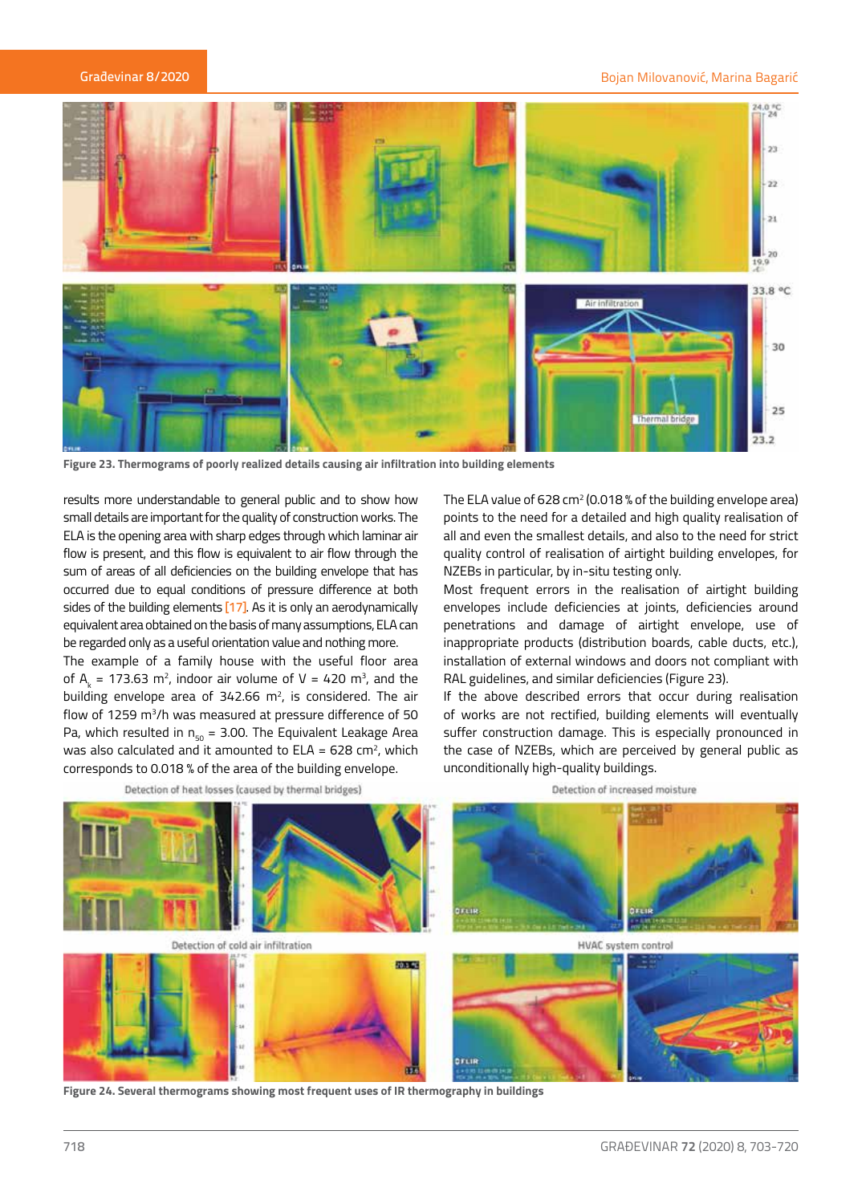Figure 23. Thermograms of poorly realized details causing air infiltration into building elements

results more understandable to general public and to show how small details are important for the quality of construction works. The ELA is the opening area with sharp edges through which laminar air flow is present, and this flow is equivalent to air flow through the sum of areas of all deficiencies on the building envelope that has occurred due to equal conditions of pressure difference at both sides of the building elements [17]. As it is only an aerodynamically equivalent area obtained on the basis of many assumptions, ELA can be regarded only as a useful orientation value and nothing more.

The example of a family house with the useful floor area of $A_k$ = 173.63 m$^2$, indoor air volume of V = 420 m$^3$, and the building envelope area of 342.66 m$^2$, is considered. The air flow of 1259 m$^3$/h was measured at pressure difference of 50 Pa, which resulted in $n_{50}$ = 3.00. The Equivalent Leakage Area was also calculated and it amounted to ELA = 628 cm$^2$, which corresponds to 0.018 % of the area of the building envelope.

The ELA value of 628 cm$^2$ (0.018 % of the building envelope area) points to the need for a detailed and high quality realisation of all and even the smallest details, and also to the need for strict quality control of realisation of airtight building envelopes, for NZEBs in particular, by in-situ testing only.

Most frequent errors in the realisation of airtight building envelopes include deficiencies at joints, deficiencies around penetrations and damage of airtight envelope, use of inappropriate products (distribution boards, cable ducts, etc.), installation of external windows and doors not compliant with RAL guidelines, and similar deficiencies (Figure 23).

If the above described errors that occur during realisation of works are not rectified, building elements will eventually suffer construction damage. This is especially pronounced in the case of NZEBs, which are perceived by general public as unconditionally high-quality buildings.

Figure 24. Several thermograms showing most frequent uses of IR thermography in buildings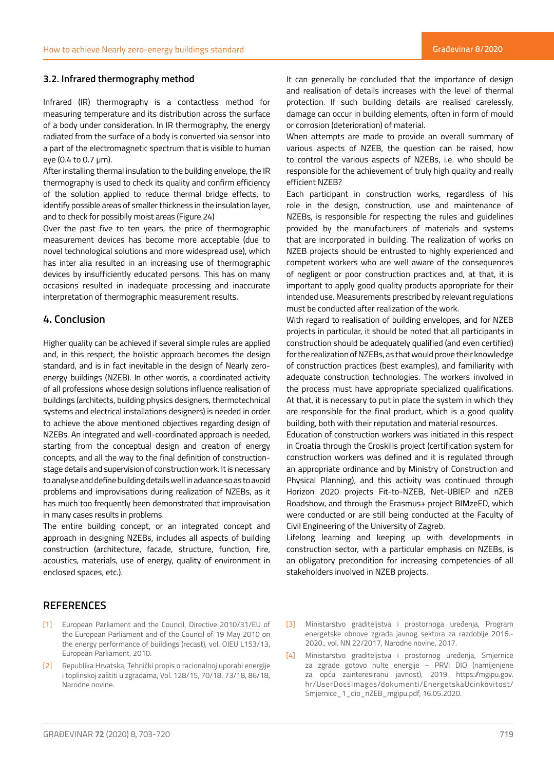### 3.2. Infrared thermography method

Infrared (IR) thermography is a contactless method for measuring temperature and its distribution across the surface of a body under consideration. In IR thermography, the energy radiated from the surface of a body is converted via sensor into a part of the electromagnetic spectrum that is visible to human eye (0.4 to 0.7 μm).

After installing thermal insulation to the building envelope, the IR thermography is used to check its quality and confirm efficiency of the solution applied to reduce thermal bridge effects, to identify possible areas of smaller thickness in the insulation layer, and to check for possiblly moist areas (Figure 24)

Over the past five to ten years, the price of thermographic measurement devices has become more acceptable (due to novel technological solutions and more widespread use), which has inter alia resulted in an increasing use of thermographic devices by insufficiently educated persons. This has on many occasions resulted in inadequate processing and inaccurate interpretation of thermographic measurement results.

## 4. Conclusion

Higher quality can be achieved if several simple rules are applied and, in this respect, the holistic approach becomes the design standard, and is in fact inevitable in the design of Nearly zero-energy buildings (NZEB). In other words, a coordinated activity of all professions whose design solutions influence realisation of buildings (architects, building physics designers, thermotechnical systems and electrical installations designers) is needed in order to achieve the above mentioned objectives regarding design of NZEBs. An integrated and well-coordinated approach is needed, starting from the conceptual design and creation of energy concepts, and all the way to the final definition of construction-stage details and supervision of construction work. It is necessary to analyse and define building details well in advance so as to avoid problems and improvisations during realization of NZEBs, as it has much too frequently been demonstrated that improvisation in many cases results in problems.

The entire building concept, or an integrated concept and approach in designing NZEBs, includes all aspects of building construction (architecture, facade, structure, function, fire, acoustics, materials, use of energy, quality of environment in enclosed spaces, etc.).

It can generally be concluded that the importance of design and realisation of details increases with the level of thermal protection. If such building details are realised carelessly, damage can occur in building elements, often in form of mould or corrosion (deterioration) of material.

When attempts are made to provide an overall summary of various aspects of NZEB, the question can be raised, how to control the various aspects of NZEBs, i.e. who should be responsible for the achievement of truly high quality and really efficient NZEB?

Each participant in construction works, regardless of his role in the design, construction, use and maintenance of NZEBs, is responsible for respecting the rules and guidelines provided by the manufacturers of materials and systems that are incorporated in building. The realization of works on NZEB projects should be entrusted to highly experienced and competent workers who are well aware of the consequences of negligent or poor construction practices and, at that, it is important to apply good quality products appropriate for their intended use. Measurements prescribed by relevant regulations must be conducted after realization of the work.

With regard to realisation of building envelopes, and for NZEB projects in particular, it should be noted that all participants in construction should be adequately qualified (and even certified) for the realization of NZEBs, as that would prove their knowledge of construction practices (best examples), and familiarity with adequate construction technologies. The workers involved in the process must have appropriate specialized qualifications. At that, it is necessary to put in place the system in which they are responsible for the final product, which is a good quality building, both with their reputation and material resources.

Education of construction workers was initiated in this respect in Croatia through the Croskills project (certification system for construction workers was defined and it is regulated through an appropriate ordinance and by Ministry of Construction and Physical Planning), and this activity was continued through Horizon 2020 projects Fit-to-NZEB, Net-UBIEP and nZEB Roadshow, and through the Erasmus+ project BIMzeED, which were conducted or are still being conducted at the Faculty of Civil Engineering of the University of Zagreb.

Lifelong learning and keeping up with developments in construction sector, with a particular emphasis on NZEBs, is an obligatory precondition for increasing competencies of all stakeholders involved in NZEB projects.

## REFERENCES

[1] European Parliament and the Council, Directive 2010/31/EU of the European Parliament and of the Council of 19 May 2010 on the energy performance of buildings (recast), vol. OJEU L153/13, European Parliament, 2010.

[2] Republika Hrvatska, Tehnički propis o racionalnoj uporabi energije i toplinskoj zaštiti u zgradama, Vol. 128/15, 70/18, 73/18, 86/18, Narodne novine.

[3] Ministarstvo graditeljstva i prostornoga uređenja, Program energetske obnove zgrada javnog sektora za razdoblje 2016.-2020., vol. NN 22/2017, Narodne novine, 2017.

[4] Ministarstvo graditeljstva i prostornog uređenja, Smjernice za zgrade gotovo nulte energije – PRVI DIO (namijenjene za opću zainteresiranu javnost), 2019. https://mgipu.gov.hr/UserDocsImages/dokumenti/EnergetskaUcinkovitost/Smjernice_1_dio_nZEB_mgipu.pdf, 16.05.2020.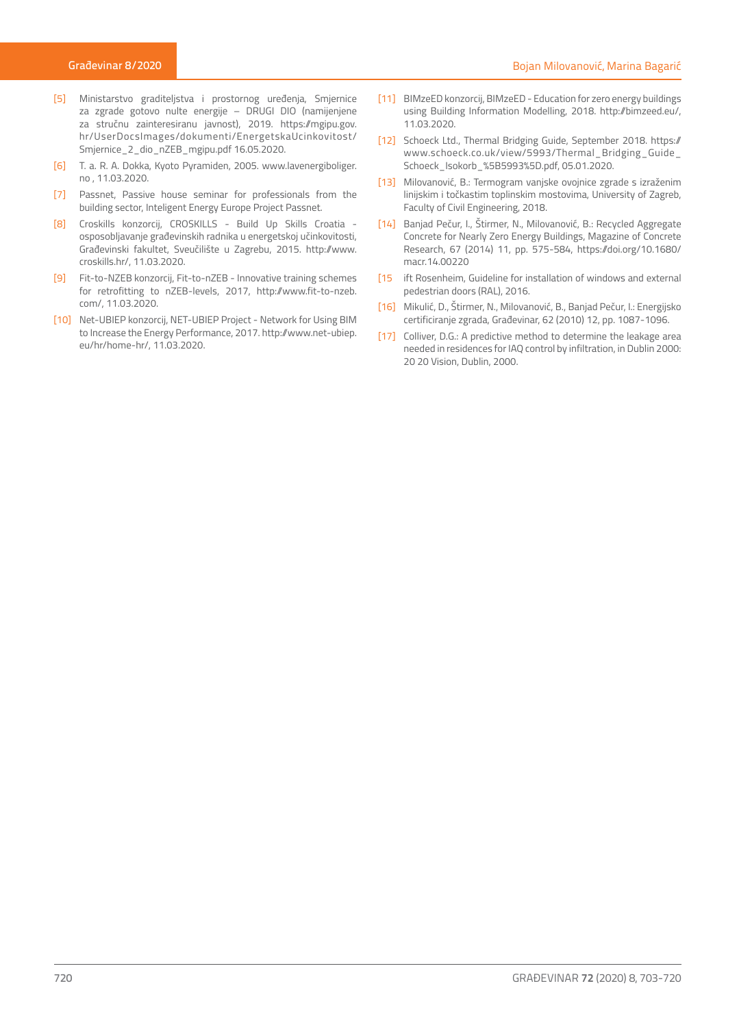[5] Ministarstvo graditeljstva i prostornog uređenja, Smjernice za zgrade gotovo nulte energije – DRUGI DIO (namijenjene za stručnu zainteresiranu javnost), 2019. https://mgipu.gov.hr/UserDocsImages/dokumenti/EnergetskaUcinkovitost/Smjernice_2_dio_nZEB_mgipu.pdf 16.05.2020.

[6] T. a. R. A. Dokka, Kyoto Pyramiden, 2005. www.lavenergiboliger.no , 11.03.2020.

[7] Passnet, Passive house seminar for professionals from the building sector, Inteligent Energy Europe Project Passnet.

[8] Croskills konzorcij, CROSKILLS - Build Up Skills Croatia - osposobljavanje građevinskih radnika u energetskoj učinkovitosti, Građevinski fakultet, Sveučilište u Zagrebu, 2015. http://www.croskills.hr/, 11.03.2020.

[9] Fit-to-NZEB konzorcij, Fit-to-nZEB - Innovative training schemes for retrofitting to nZEB-levels, 2017, http://www.fit-to-nzeb.com/, 11.03.2020.

[10] Net-UBIEP konzorcij, NET-UBIEP Project - Network for Using BIM to Increase the Energy Performance, 2017. http://www.net-ubiep.eu/hr/home-hr/, 11.03.2020.

[11] BIMzeED konzorcij, BIMzeED - Education for zero energy buildings using Building Information Modelling, 2018. http://bimzeed.eu/, 11.03.2020.

[12] Schoeck Ltd., Thermal Bridging Guide, September 2018. https://www.schoeck.co.uk/view/5993/Thermal_Bridging_Guide_Schoeck_Isokorb_%5B5993%5D.pdf, 05.01.2020.

[13] Milovanović, B.: Termogram vanjske ovojnice zgrade s izraženim linijskim i točkastim toplinskim mostovima, University of Zagreb, Faculty of Civil Engineering, 2018.

[14] Banjad Pečur, I., Štirmer, N., Milovanović, B.: Recycled Aggregate Concrete for Nearly Zero Energy Buildings, Magazine of Concrete Research, 67 (2014) 11, pp. 575-584, https://doi.org/10.1680/macr.14.00220

[15 ift Rosenheim, Guideline for installation of windows and external pedestrian doors (RAL), 2016.

[16] Mikulić, D., Štirmer, N., Milovanović, B., Banjad Pečur, I.: Energijsko certificiranje zgrada, Građevinar, 62 (2010) 12, pp. 1087-1096.

[17] Colliver, D.G.: A predictive method to determine the leakage area needed in residences for IAQ control by infiltration, in Dublin 2000: 20 20 Vision, Dublin, 2000.